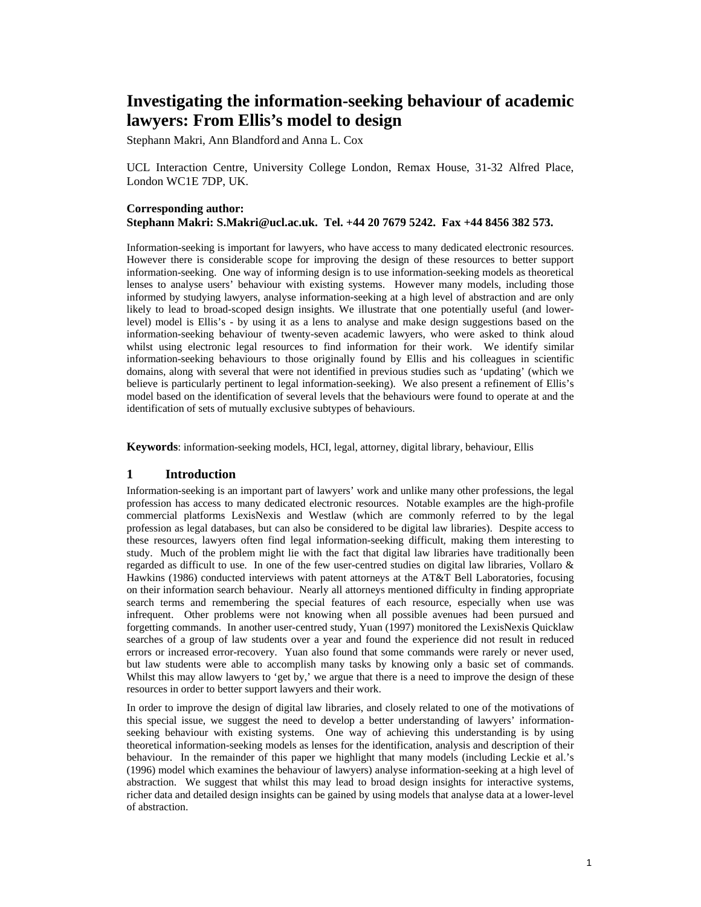# Investigating the information-seeking behaviour of academic lawyers: From Ellis's model to design

Stephann Makri, Ann Blandford and Anna L. Cox

UCL Interaction Centre, University College London, Remax House, 31-32 Alfred Place, London WC1E 7DP, UK.

**Corresponding author:**
**Stephann Makri: S.Makri@ucl.ac.uk. Tel. +44 20 7679 5242. Fax +44 8456 382 573.**

Information-seeking is important for lawyers, who have access to many dedicated electronic resources. However there is considerable scope for improving the design of these resources to better support information-seeking. One way of informing design is to use information-seeking models as theoretical lenses to analyse users' behaviour with existing systems. However many models, including those informed by studying lawyers, analyse information-seeking at a high level of abstraction and are only likely to lead to broad-scoped design insights. We illustrate that one potentially useful (and lower-level) model is Ellis's - by using it as a lens to analyse and make design suggestions based on the information-seeking behaviour of twenty-seven academic lawyers, who were asked to think aloud whilst using electronic legal resources to find information for their work. We identify similar information-seeking behaviours to those originally found by Ellis and his colleagues in scientific domains, along with several that were not identified in previous studies such as 'updating' (which we believe is particularly pertinent to legal information-seeking). We also present a refinement of Ellis's model based on the identification of several levels that the behaviours were found to operate at and the identification of sets of mutually exclusive subtypes of behaviours.

**Keywords**: information-seeking models, HCI, legal, attorney, digital library, behaviour, Ellis

## 1 Introduction

Information-seeking is an important part of lawyers' work and unlike many other professions, the legal profession has access to many dedicated electronic resources. Notable examples are the high-profile commercial platforms LexisNexis and Westlaw (which are commonly referred to by the legal profession as legal databases, but can also be considered to be digital law libraries). Despite access to these resources, lawyers often find legal information-seeking difficult, making them interesting to study. Much of the problem might lie with the fact that digital law libraries have traditionally been regarded as difficult to use. In one of the few user-centred studies on digital law libraries, Vollaro & Hawkins (1986) conducted interviews with patent attorneys at the AT&T Bell Laboratories, focusing on their information search behaviour. Nearly all attorneys mentioned difficulty in finding appropriate search terms and remembering the special features of each resource, especially when use was infrequent. Other problems were not knowing when all possible avenues had been pursued and forgetting commands. In another user-centred study, Yuan (1997) monitored the LexisNexis Quicklaw searches of a group of law students over a year and found the experience did not result in reduced errors or increased error-recovery. Yuan also found that some commands were rarely or never used, but law students were able to accomplish many tasks by knowing only a basic set of commands. Whilst this may allow lawyers to 'get by,' we argue that there is a need to improve the design of these resources in order to better support lawyers and their work.

In order to improve the design of digital law libraries, and closely related to one of the motivations of this special issue, we suggest the need to develop a better understanding of lawyers' information-seeking behaviour with existing systems. One way of achieving this understanding is by using theoretical information-seeking models as lenses for the identification, analysis and description of their behaviour. In the remainder of this paper we highlight that many models (including Leckie et al.'s (1996) model which examines the behaviour of lawyers) analyse information-seeking at a high level of abstraction. We suggest that whilst this may lead to broad design insights for interactive systems, richer data and detailed design insights can be gained by using models that analyse data at a lower-level of abstraction.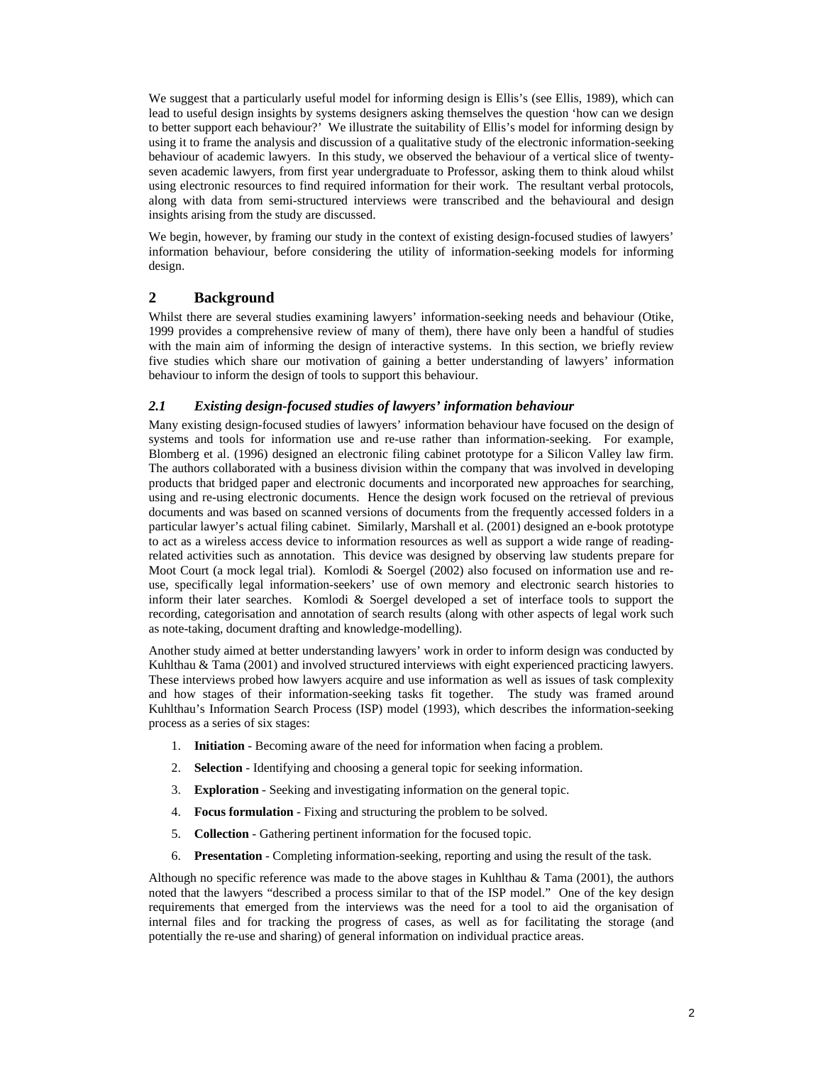We suggest that a particularly useful model for informing design is Ellis's (see Ellis, 1989), which can lead to useful design insights by systems designers asking themselves the question 'how can we design to better support each behaviour?' We illustrate the suitability of Ellis's model for informing design by using it to frame the analysis and discussion of a qualitative study of the electronic information-seeking behaviour of academic lawyers. In this study, we observed the behaviour of a vertical slice of twenty-seven academic lawyers, from first year undergraduate to Professor, asking them to think aloud whilst using electronic resources to find required information for their work. The resultant verbal protocols, along with data from semi-structured interviews were transcribed and the behavioural and design insights arising from the study are discussed.

We begin, however, by framing our study in the context of existing design-focused studies of lawyers' information behaviour, before considering the utility of information-seeking models for informing design.

## 2 Background

Whilst there are several studies examining lawyers' information-seeking needs and behaviour (Otike, 1999 provides a comprehensive review of many of them), there have only been a handful of studies with the main aim of informing the design of interactive systems. In this section, we briefly review five studies which share our motivation of gaining a better understanding of lawyers' information behaviour to inform the design of tools to support this behaviour.

### *2.1 Existing design-focused studies of lawyers' information behaviour*

Many existing design-focused studies of lawyers' information behaviour have focused on the design of systems and tools for information use and re-use rather than information-seeking. For example, Blomberg et al. (1996) designed an electronic filing cabinet prototype for a Silicon Valley law firm. The authors collaborated with a business division within the company that was involved in developing products that bridged paper and electronic documents and incorporated new approaches for searching, using and re-using electronic documents. Hence the design work focused on the retrieval of previous documents and was based on scanned versions of documents from the frequently accessed folders in a particular lawyer's actual filing cabinet. Similarly, Marshall et al. (2001) designed an e-book prototype to act as a wireless access device to information resources as well as support a wide range of reading-related activities such as annotation. This device was designed by observing law students prepare for Moot Court (a mock legal trial). Komlodi & Soergel (2002) also focused on information use and re-use, specifically legal information-seekers' use of own memory and electronic search histories to inform their later searches. Komlodi & Soergel developed a set of interface tools to support the recording, categorisation and annotation of search results (along with other aspects of legal work such as note-taking, document drafting and knowledge-modelling).

Another study aimed at better understanding lawyers' work in order to inform design was conducted by Kuhlthau & Tama (2001) and involved structured interviews with eight experienced practicing lawyers. These interviews probed how lawyers acquire and use information as well as issues of task complexity and how stages of their information-seeking tasks fit together. The study was framed around Kuhlthau's Information Search Process (ISP) model (1993), which describes the information-seeking process as a series of six stages:

1. **Initiation** - Becoming aware of the need for information when facing a problem.
2. **Selection** - Identifying and choosing a general topic for seeking information.
3. **Exploration** - Seeking and investigating information on the general topic.
4. **Focus formulation** - Fixing and structuring the problem to be solved.
5. **Collection** - Gathering pertinent information for the focused topic.
6. **Presentation** - Completing information-seeking, reporting and using the result of the task.

Although no specific reference was made to the above stages in Kuhlthau & Tama (2001), the authors noted that the lawyers "described a process similar to that of the ISP model." One of the key design requirements that emerged from the interviews was the need for a tool to aid the organisation of internal files and for tracking the progress of cases, as well as for facilitating the storage (and potentially the re-use and sharing) of general information on individual practice areas.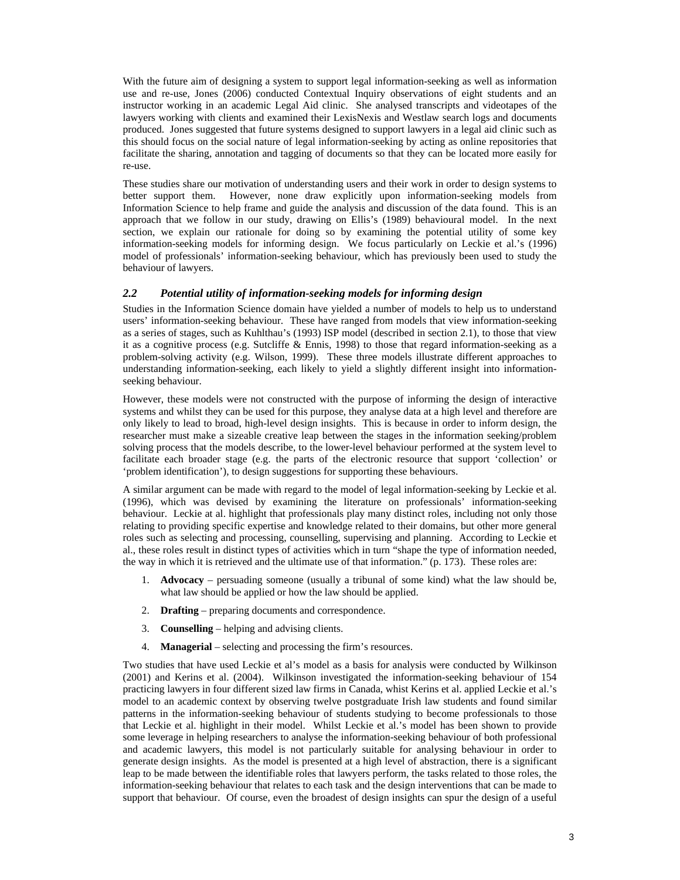With the future aim of designing a system to support legal information-seeking as well as information use and re-use, Jones (2006) conducted Contextual Inquiry observations of eight students and an instructor working in an academic Legal Aid clinic. She analysed transcripts and videotapes of the lawyers working with clients and examined their LexisNexis and Westlaw search logs and documents produced. Jones suggested that future systems designed to support lawyers in a legal aid clinic such as this should focus on the social nature of legal information-seeking by acting as online repositories that facilitate the sharing, annotation and tagging of documents so that they can be located more easily for re-use.

These studies share our motivation of understanding users and their work in order to design systems to better support them. However, none draw explicitly upon information-seeking models from Information Science to help frame and guide the analysis and discussion of the data found. This is an approach that we follow in our study, drawing on Ellis's (1989) behavioural model. In the next section, we explain our rationale for doing so by examining the potential utility of some key information-seeking models for informing design. We focus particularly on Leckie et al.'s (1996) model of professionals' information-seeking behaviour, which has previously been used to study the behaviour of lawyers.

### *2.2 Potential utility of information-seeking models for informing design*

Studies in the Information Science domain have yielded a number of models to help us to understand users' information-seeking behaviour. These have ranged from models that view information-seeking as a series of stages, such as Kuhlthau's (1993) ISP model (described in section 2.1), to those that view it as a cognitive process (e.g. Sutcliffe & Ennis, 1998) to those that regard information-seeking as a problem-solving activity (e.g. Wilson, 1999). These three models illustrate different approaches to understanding information-seeking, each likely to yield a slightly different insight into information-seeking behaviour.

However, these models were not constructed with the purpose of informing the design of interactive systems and whilst they can be used for this purpose, they analyse data at a high level and therefore are only likely to lead to broad, high-level design insights. This is because in order to inform design, the researcher must make a sizeable creative leap between the stages in the information seeking/problem solving process that the models describe, to the lower-level behaviour performed at the system level to facilitate each broader stage (e.g. the parts of the electronic resource that support 'collection' or 'problem identification'), to design suggestions for supporting these behaviours.

A similar argument can be made with regard to the model of legal information-seeking by Leckie et al. (1996), which was devised by examining the literature on professionals' information-seeking behaviour. Leckie at al. highlight that professionals play many distinct roles, including not only those relating to providing specific expertise and knowledge related to their domains, but other more general roles such as selecting and processing, counselling, supervising and planning. According to Leckie et al., these roles result in distinct types of activities which in turn "shape the type of information needed, the way in which it is retrieved and the ultimate use of that information." (p. 173). These roles are:

1. **Advocacy** – persuading someone (usually a tribunal of some kind) what the law should be, what law should be applied or how the law should be applied.
2. **Drafting** – preparing documents and correspondence.
3. **Counselling** – helping and advising clients.
4. **Managerial** – selecting and processing the firm's resources.

Two studies that have used Leckie et al's model as a basis for analysis were conducted by Wilkinson (2001) and Kerins et al. (2004). Wilkinson investigated the information-seeking behaviour of 154 practicing lawyers in four different sized law firms in Canada, whist Kerins et al. applied Leckie et al.'s model to an academic context by observing twelve postgraduate Irish law students and found similar patterns in the information-seeking behaviour of students studying to become professionals to those that Leckie et al. highlight in their model. Whilst Leckie et al.'s model has been shown to provide some leverage in helping researchers to analyse the information-seeking behaviour of both professional and academic lawyers, this model is not particularly suitable for analysing behaviour in order to generate design insights. As the model is presented at a high level of abstraction, there is a significant leap to be made between the identifiable roles that lawyers perform, the tasks related to those roles, the information-seeking behaviour that relates to each task and the design interventions that can be made to support that behaviour. Of course, even the broadest of design insights can spur the design of a useful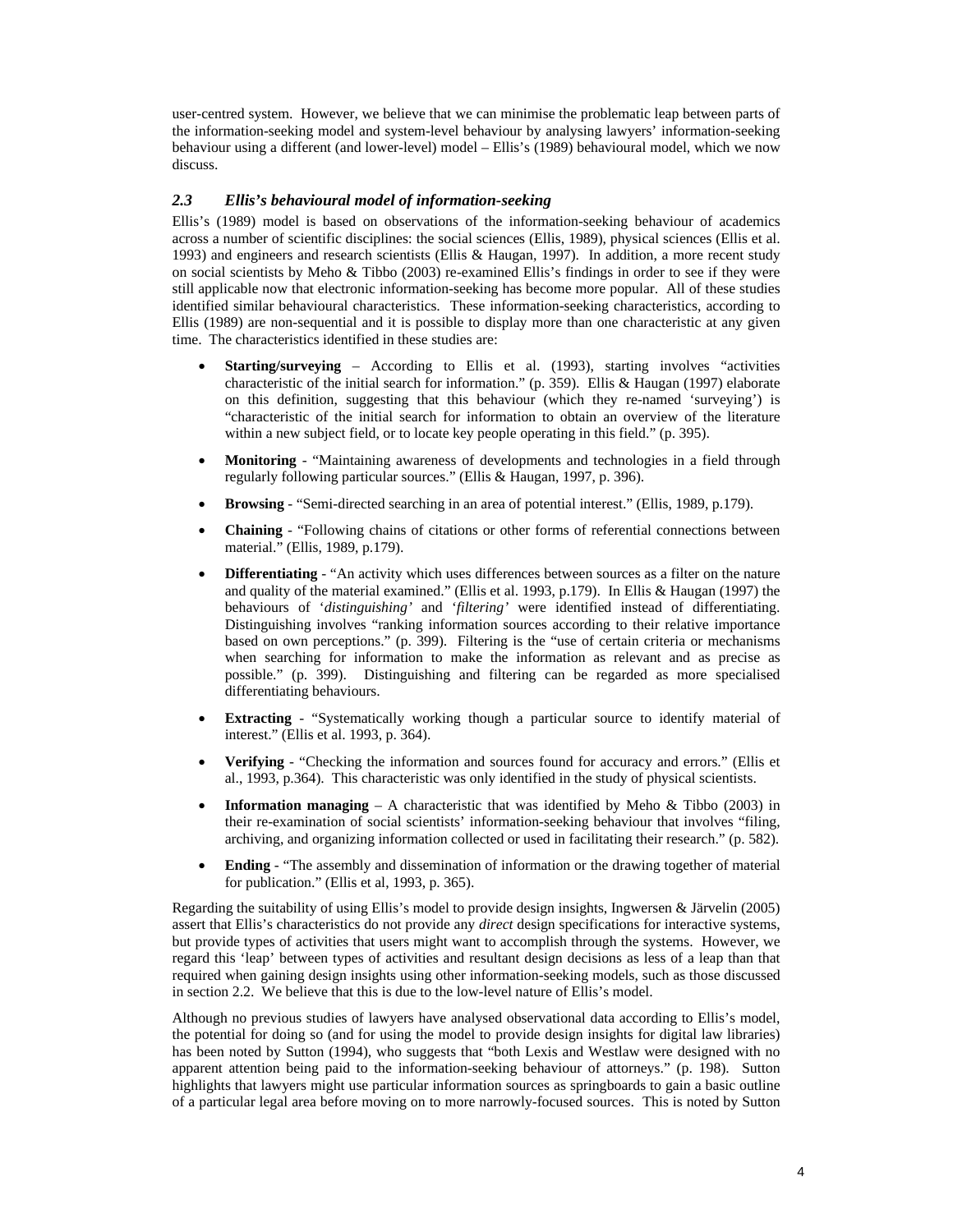user-centred system. However, we believe that we can minimise the problematic leap between parts of the information-seeking model and system-level behaviour by analysing lawyers' information-seeking behaviour using a different (and lower-level) model – Ellis's (1989) behavioural model, which we now discuss.

### *2.3 Ellis's behavioural model of information-seeking*

Ellis's (1989) model is based on observations of the information-seeking behaviour of academics across a number of scientific disciplines: the social sciences (Ellis, 1989), physical sciences (Ellis et al. 1993) and engineers and research scientists (Ellis & Haugan, 1997). In addition, a more recent study on social scientists by Meho & Tibbo (2003) re-examined Ellis's findings in order to see if they were still applicable now that electronic information-seeking has become more popular. All of these studies identified similar behavioural characteristics. These information-seeking characteristics, according to Ellis (1989) are non-sequential and it is possible to display more than one characteristic at any given time. The characteristics identified in these studies are:

- **Starting/surveying** – According to Ellis et al. (1993), starting involves "activities characteristic of the initial search for information." (p. 359). Ellis & Haugan (1997) elaborate on this definition, suggesting that this behaviour (which they re-named 'surveying') is "characteristic of the initial search for information to obtain an overview of the literature within a new subject field, or to locate key people operating in this field." (p. 395).
- **Monitoring** - "Maintaining awareness of developments and technologies in a field through regularly following particular sources." (Ellis & Haugan, 1997, p. 396).
- **Browsing** - "Semi-directed searching in an area of potential interest." (Ellis, 1989, p.179).
- **Chaining** - "Following chains of citations or other forms of referential connections between material." (Ellis, 1989, p.179).
- **Differentiating** - "An activity which uses differences between sources as a filter on the nature and quality of the material examined." (Ellis et al. 1993, p.179). In Ellis & Haugan (1997) the behaviours of '*distinguishing'* and '*filtering'* were identified instead of differentiating. Distinguishing involves "ranking information sources according to their relative importance based on own perceptions." (p. 399). Filtering is the "use of certain criteria or mechanisms when searching for information to make the information as relevant and as precise as possible." (p. 399). Distinguishing and filtering can be regarded as more specialised differentiating behaviours.
- **Extracting** - "Systematically working though a particular source to identify material of interest." (Ellis et al. 1993, p. 364).
- **Verifying** - "Checking the information and sources found for accuracy and errors." (Ellis et al., 1993, p.364). This characteristic was only identified in the study of physical scientists.
- **Information managing** – A characteristic that was identified by Meho & Tibbo (2003) in their re-examination of social scientists' information-seeking behaviour that involves "filing, archiving, and organizing information collected or used in facilitating their research." (p. 582).
- **Ending** - "The assembly and dissemination of information or the drawing together of material for publication." (Ellis et al, 1993, p. 365).

Regarding the suitability of using Ellis's model to provide design insights, Ingwersen & Järvelin (2005) assert that Ellis's characteristics do not provide any *direct* design specifications for interactive systems, but provide types of activities that users might want to accomplish through the systems. However, we regard this 'leap' between types of activities and resultant design decisions as less of a leap than that required when gaining design insights using other information-seeking models, such as those discussed in section 2.2. We believe that this is due to the low-level nature of Ellis's model.

Although no previous studies of lawyers have analysed observational data according to Ellis's model, the potential for doing so (and for using the model to provide design insights for digital law libraries) has been noted by Sutton (1994), who suggests that "both Lexis and Westlaw were designed with no apparent attention being paid to the information-seeking behaviour of attorneys." (p. 198). Sutton highlights that lawyers might use particular information sources as springboards to gain a basic outline of a particular legal area before moving on to more narrowly-focused sources. This is noted by Sutton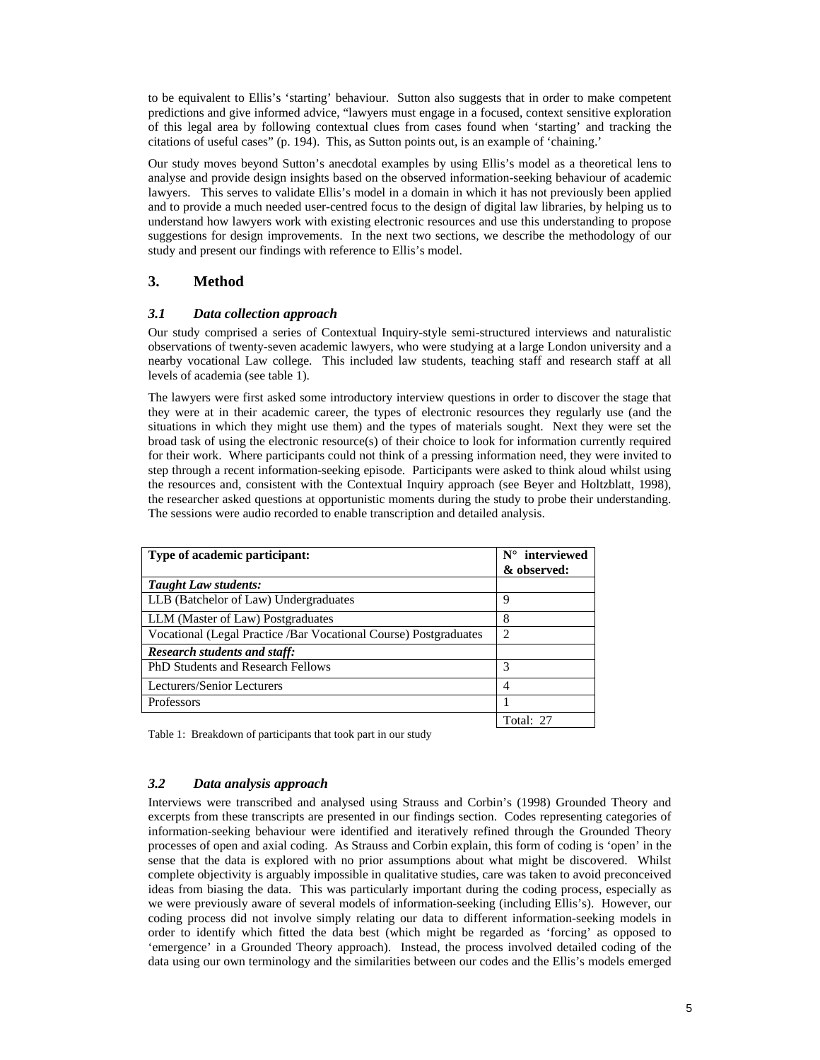to be equivalent to Ellis's 'starting' behaviour. Sutton also suggests that in order to make competent predictions and give informed advice, "lawyers must engage in a focused, context sensitive exploration of this legal area by following contextual clues from cases found when 'starting' and tracking the citations of useful cases" (p. 194). This, as Sutton points out, is an example of 'chaining.'

Our study moves beyond Sutton's anecdotal examples by using Ellis's model as a theoretical lens to analyse and provide design insights based on the observed information-seeking behaviour of academic lawyers. This serves to validate Ellis's model in a domain in which it has not previously been applied and to provide a much needed user-centred focus to the design of digital law libraries, by helping us to understand how lawyers work with existing electronic resources and use this understanding to propose suggestions for design improvements. In the next two sections, we describe the methodology of our study and present our findings with reference to Ellis's model.

## 3. Method

### *3.1 Data collection approach*

Our study comprised a series of Contextual Inquiry-style semi-structured interviews and naturalistic observations of twenty-seven academic lawyers, who were studying at a large London university and a nearby vocational Law college. This included law students, teaching staff and research staff at all levels of academia (see table 1).

The lawyers were first asked some introductory interview questions in order to discover the stage that they were at in their academic career, the types of electronic resources they regularly use (and the situations in which they might use them) and the types of materials sought. Next they were set the broad task of using the electronic resource(s) of their choice to look for information currently required for their work. Where participants could not think of a pressing information need, they were invited to step through a recent information-seeking episode. Participants were asked to think aloud whilst using the resources and, consistent with the Contextual Inquiry approach (see Beyer and Holtzblatt, 1998), the researcher asked questions at opportunistic moments during the study to probe their understanding. The sessions were audio recorded to enable transcription and detailed analysis.

| **Type of academic participant:** | **N° interviewed & observed:** |
|---|---|
| ***Taught Law students:*** | |
| LLB (Batchelor of Law) Undergraduates | 9 |
| LLM (Master of Law) Postgraduates | 8 |
| Vocational (Legal Practice /Bar Vocational Course) Postgraduates | 2 |
| ***Research students and staff:*** | |
| PhD Students and Research Fellows | 3 |
| Lecturers/Senior Lecturers | 4 |
| Professors | 1 |
| | Total: 27 |

Table 1: Breakdown of participants that took part in our study

### *3.2 Data analysis approach*

Interviews were transcribed and analysed using Strauss and Corbin's (1998) Grounded Theory and excerpts from these transcripts are presented in our findings section. Codes representing categories of information-seeking behaviour were identified and iteratively refined through the Grounded Theory processes of open and axial coding. As Strauss and Corbin explain, this form of coding is 'open' in the sense that the data is explored with no prior assumptions about what might be discovered. Whilst complete objectivity is arguably impossible in qualitative studies, care was taken to avoid preconceived ideas from biasing the data. This was particularly important during the coding process, especially as we were previously aware of several models of information-seeking (including Ellis's). However, our coding process did not involve simply relating our data to different information-seeking models in order to identify which fitted the data best (which might be regarded as 'forcing' as opposed to 'emergence' in a Grounded Theory approach). Instead, the process involved detailed coding of the data using our own terminology and the similarities between our codes and the Ellis's models emerged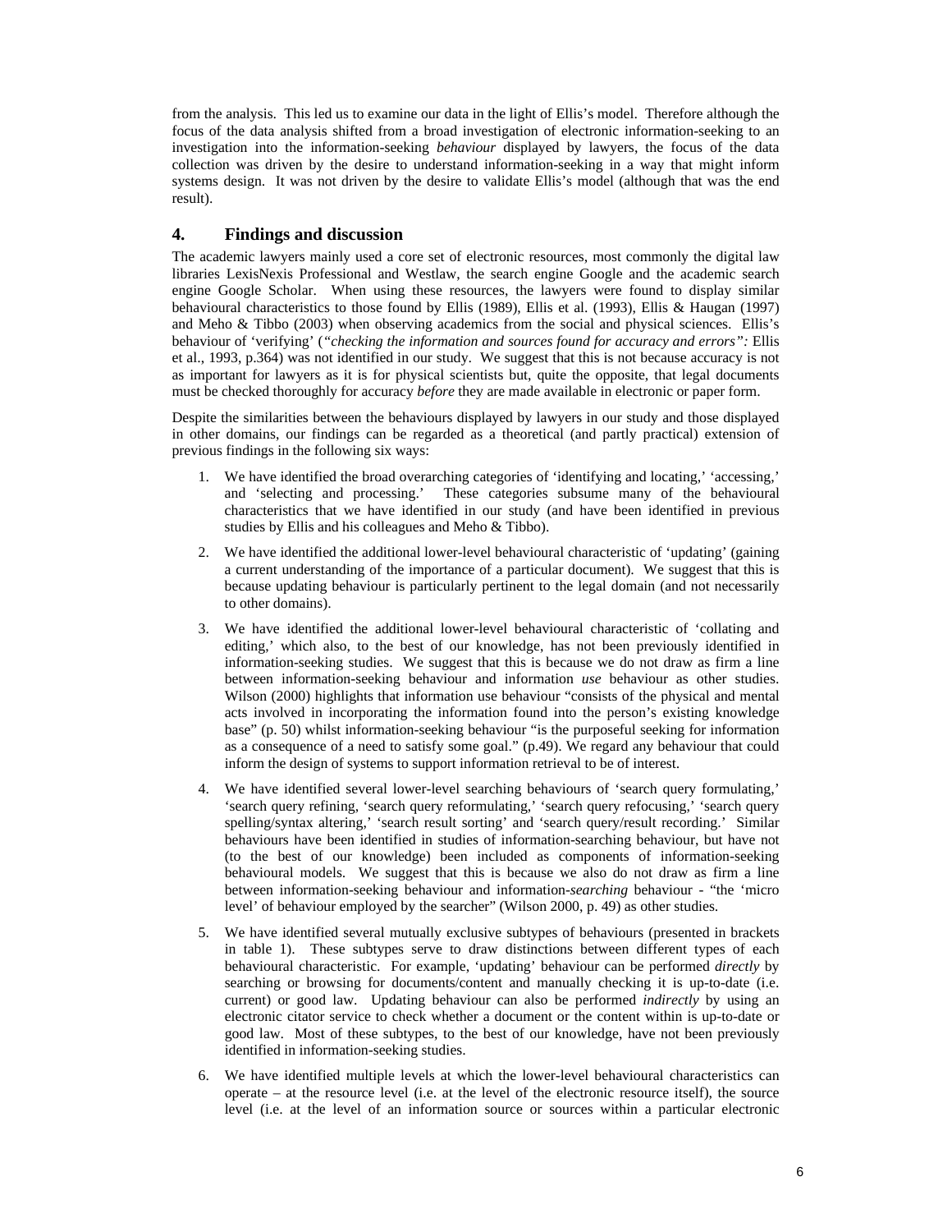from the analysis. This led us to examine our data in the light of Ellis's model. Therefore although the focus of the data analysis shifted from a broad investigation of electronic information-seeking to an investigation into the information-seeking *behaviour* displayed by lawyers, the focus of the data collection was driven by the desire to understand information-seeking in a way that might inform systems design. It was not driven by the desire to validate Ellis's model (although that was the end result).

## 4. Findings and discussion

The academic lawyers mainly used a core set of electronic resources, most commonly the digital law libraries LexisNexis Professional and Westlaw, the search engine Google and the academic search engine Google Scholar. When using these resources, the lawyers were found to display similar behavioural characteristics to those found by Ellis (1989), Ellis et al. (1993), Ellis & Haugan (1997) and Meho & Tibbo (2003) when observing academics from the social and physical sciences. Ellis's behaviour of 'verifying' (*"checking the information and sources found for accuracy and errors":* Ellis et al., 1993, p.364) was not identified in our study. We suggest that this is not because accuracy is not as important for lawyers as it is for physical scientists but, quite the opposite, that legal documents must be checked thoroughly for accuracy *before* they are made available in electronic or paper form.

Despite the similarities between the behaviours displayed by lawyers in our study and those displayed in other domains, our findings can be regarded as a theoretical (and partly practical) extension of previous findings in the following six ways:

1. We have identified the broad overarching categories of 'identifying and locating,' 'accessing,' and 'selecting and processing.' These categories subsume many of the behavioural characteristics that we have identified in our study (and have been identified in previous studies by Ellis and his colleagues and Meho & Tibbo).

2. We have identified the additional lower-level behavioural characteristic of 'updating' (gaining a current understanding of the importance of a particular document). We suggest that this is because updating behaviour is particularly pertinent to the legal domain (and not necessarily to other domains).

3. We have identified the additional lower-level behavioural characteristic of 'collating and editing,' which also, to the best of our knowledge, has not been previously identified in information-seeking studies. We suggest that this is because we do not draw as firm a line between information-seeking behaviour and information *use* behaviour as other studies. Wilson (2000) highlights that information use behaviour "consists of the physical and mental acts involved in incorporating the information found into the person's existing knowledge base" (p. 50) whilst information-seeking behaviour "is the purposeful seeking for information as a consequence of a need to satisfy some goal." (p.49). We regard any behaviour that could inform the design of systems to support information retrieval to be of interest.

4. We have identified several lower-level searching behaviours of 'search query formulating,' 'search query refining, 'search query reformulating,' 'search query refocusing,' 'search query spelling/syntax altering,' 'search result sorting' and 'search query/result recording.' Similar behaviours have been identified in studies of information-searching behaviour, but have not (to the best of our knowledge) been included as components of information-seeking behavioural models. We suggest that this is because we also do not draw as firm a line between information-seeking behaviour and information-*searching* behaviour - "the 'micro level' of behaviour employed by the searcher" (Wilson 2000, p. 49) as other studies.

5. We have identified several mutually exclusive subtypes of behaviours (presented in brackets in table 1). These subtypes serve to draw distinctions between different types of each behavioural characteristic. For example, 'updating' behaviour can be performed *directly* by searching or browsing for documents/content and manually checking it is up-to-date (i.e. current) or good law. Updating behaviour can also be performed *indirectly* by using an electronic citator service to check whether a document or the content within is up-to-date or good law. Most of these subtypes, to the best of our knowledge, have not been previously identified in information-seeking studies.

6. We have identified multiple levels at which the lower-level behavioural characteristics can operate – at the resource level (i.e. at the level of the electronic resource itself), the source level (i.e. at the level of an information source or sources within a particular electronic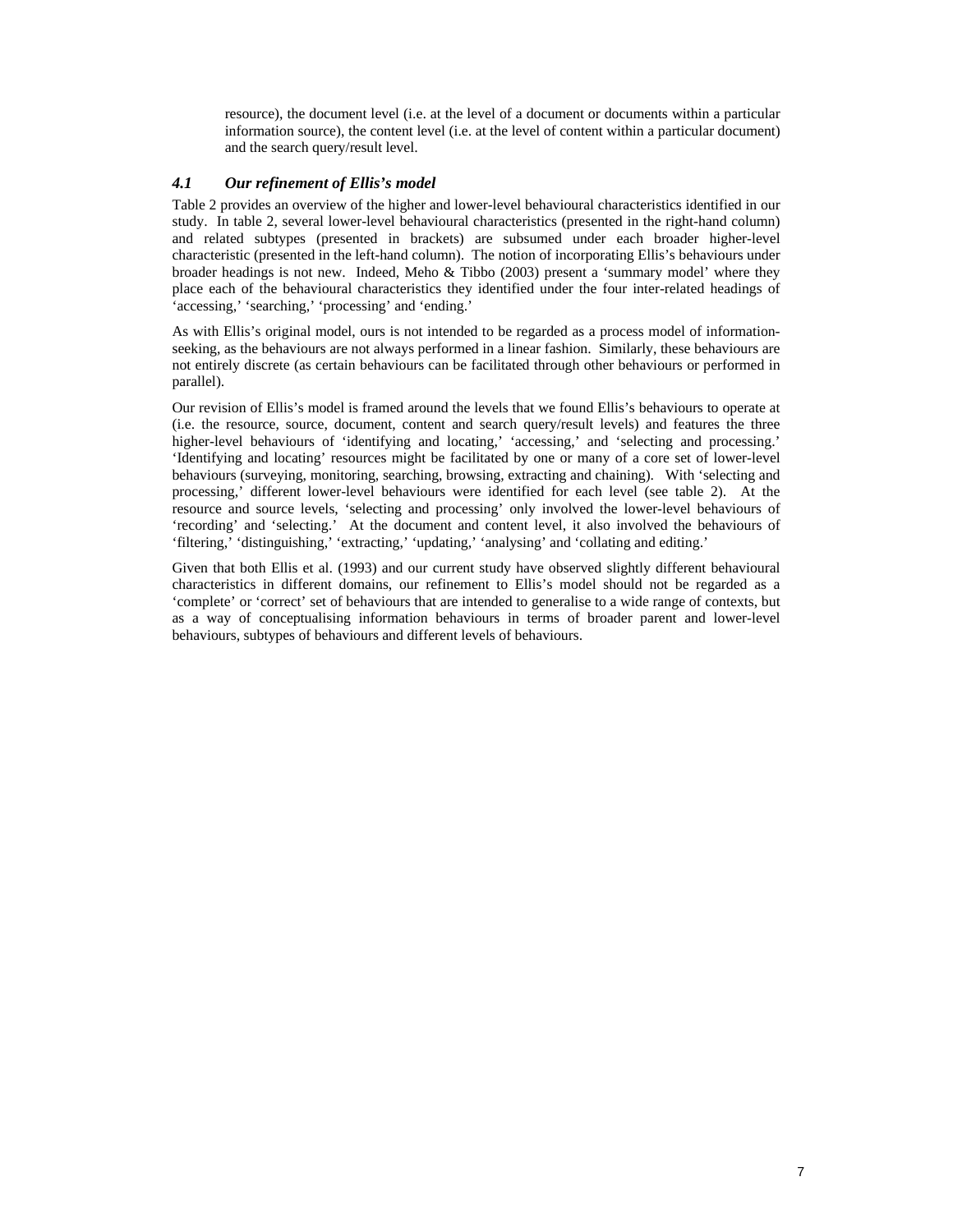resource), the document level (i.e. at the level of a document or documents within a particular information source), the content level (i.e. at the level of content within a particular document) and the search query/result level.

### *4.1 Our refinement of Ellis's model*

Table 2 provides an overview of the higher and lower-level behavioural characteristics identified in our study. In table 2, several lower-level behavioural characteristics (presented in the right-hand column) and related subtypes (presented in brackets) are subsumed under each broader higher-level characteristic (presented in the left-hand column). The notion of incorporating Ellis's behaviours under broader headings is not new. Indeed, Meho & Tibbo (2003) present a 'summary model' where they place each of the behavioural characteristics they identified under the four inter-related headings of 'accessing,' 'searching,' 'processing' and 'ending.'

As with Ellis's original model, ours is not intended to be regarded as a process model of information-seeking, as the behaviours are not always performed in a linear fashion. Similarly, these behaviours are not entirely discrete (as certain behaviours can be facilitated through other behaviours or performed in parallel).

Our revision of Ellis's model is framed around the levels that we found Ellis's behaviours to operate at (i.e. the resource, source, document, content and search query/result levels) and features the three higher-level behaviours of 'identifying and locating,' 'accessing,' and 'selecting and processing.' 'Identifying and locating' resources might be facilitated by one or many of a core set of lower-level behaviours (surveying, monitoring, searching, browsing, extracting and chaining). With 'selecting and processing,' different lower-level behaviours were identified for each level (see table 2). At the resource and source levels, 'selecting and processing' only involved the lower-level behaviours of 'recording' and 'selecting.' At the document and content level, it also involved the behaviours of 'filtering,' 'distinguishing,' 'extracting,' 'updating,' 'analysing' and 'collating and editing.'

Given that both Ellis et al. (1993) and our current study have observed slightly different behavioural characteristics in different domains, our refinement to Ellis's model should not be regarded as a 'complete' or 'correct' set of behaviours that are intended to generalise to a wide range of contexts, but as a way of conceptualising information behaviours in terms of broader parent and lower-level behaviours, subtypes of behaviours and different levels of behaviours.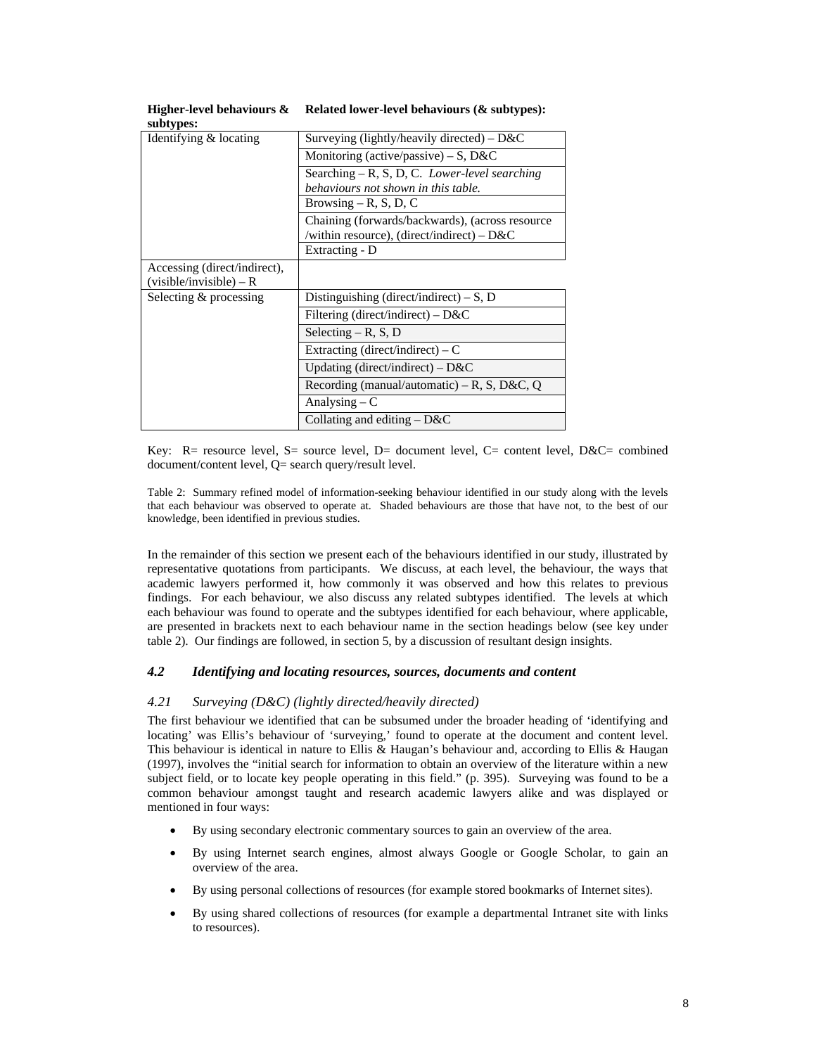| Higher-level behaviours & subtypes: | Related lower-level behaviours (& subtypes): |
|---|---|
| Identifying & locating | Surveying (lightly/heavily directed) – D&C |
| | Monitoring (active/passive) – S, D&C |
| | Searching – R, S, D, C. *Lower-level searching behaviours not shown in this table.* |
| | Browsing – R, S, D, C |
| | Chaining (forwards/backwards), (across resource /within resource), (direct/indirect) – D&C |
| | Extracting - D |
| Accessing (direct/indirect), (visible/invisible) – R | |
| Selecting & processing | Distinguishing (direct/indirect) – S, D |
| | Filtering (direct/indirect) – D&C |
| | Selecting – R, S, D |
| | Extracting (direct/indirect) – C |
| | Updating (direct/indirect) – D&C |
| | Recording (manual/automatic) – R, S, D&C, Q |
| | Analysing – C |
| | Collating and editing – D&C |

Key: R= resource level, S= source level, D= document level, C= content level, D&C= combined document/content level, Q= search query/result level.

Table 2: Summary refined model of information-seeking behaviour identified in our study along with the levels that each behaviour was observed to operate at. Shaded behaviours are those that have not, to the best of our knowledge, been identified in previous studies.

In the remainder of this section we present each of the behaviours identified in our study, illustrated by representative quotations from participants. We discuss, at each level, the behaviour, the ways that academic lawyers performed it, how commonly it was observed and how this relates to previous findings. For each behaviour, we also discuss any related subtypes identified. The levels at which each behaviour was found to operate and the subtypes identified for each behaviour, where applicable, are presented in brackets next to each behaviour name in the section headings below (see key under table 2). Our findings are followed, in section 5, by a discussion of resultant design insights.

### *4.2 Identifying and locating resources, sources, documents and content*

#### *4.21 Surveying (D&C) (lightly directed/heavily directed)*

The first behaviour we identified that can be subsumed under the broader heading of 'identifying and locating' was Ellis's behaviour of 'surveying,' found to operate at the document and content level. This behaviour is identical in nature to Ellis & Haugan's behaviour and, according to Ellis & Haugan (1997), involves the "initial search for information to obtain an overview of the literature within a new subject field, or to locate key people operating in this field." (p. 395). Surveying was found to be a common behaviour amongst taught and research academic lawyers alike and was displayed or mentioned in four ways:

- By using secondary electronic commentary sources to gain an overview of the area.
- By using Internet search engines, almost always Google or Google Scholar, to gain an overview of the area.
- By using personal collections of resources (for example stored bookmarks of Internet sites).
- By using shared collections of resources (for example a departmental Intranet site with links to resources).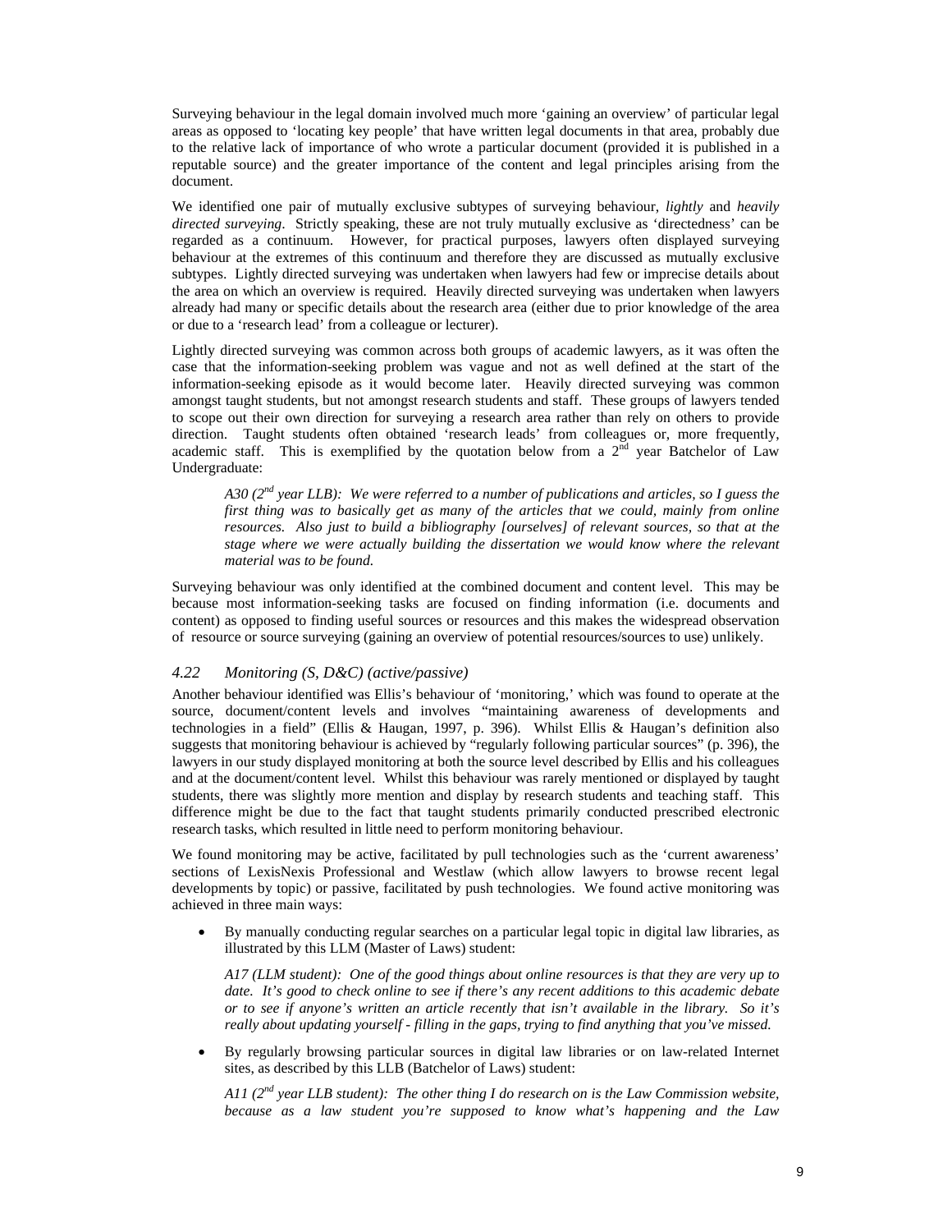Surveying behaviour in the legal domain involved much more 'gaining an overview' of particular legal areas as opposed to 'locating key people' that have written legal documents in that area, probably due to the relative lack of importance of who wrote a particular document (provided it is published in a reputable source) and the greater importance of the content and legal principles arising from the document.

We identified one pair of mutually exclusive subtypes of surveying behaviour, *lightly* and *heavily directed surveying*. Strictly speaking, these are not truly mutually exclusive as 'directedness' can be regarded as a continuum. However, for practical purposes, lawyers often displayed surveying behaviour at the extremes of this continuum and therefore they are discussed as mutually exclusive subtypes. Lightly directed surveying was undertaken when lawyers had few or imprecise details about the area on which an overview is required. Heavily directed surveying was undertaken when lawyers already had many or specific details about the research area (either due to prior knowledge of the area or due to a 'research lead' from a colleague or lecturer).

Lightly directed surveying was common across both groups of academic lawyers, as it was often the case that the information-seeking problem was vague and not as well defined at the start of the information-seeking episode as it would become later. Heavily directed surveying was common amongst taught students, but not amongst research students and staff. These groups of lawyers tended to scope out their own direction for surveying a research area rather than rely on others to provide direction. Taught students often obtained 'research leads' from colleagues or, more frequently, academic staff. This is exemplified by the quotation below from a 2nd year Batchelor of Law Undergraduate:

> *A30 (2nd year LLB): We were referred to a number of publications and articles, so I guess the first thing was to basically get as many of the articles that we could, mainly from online resources. Also just to build a bibliography [ourselves] of relevant sources, so that at the stage where we were actually building the dissertation we would know where the relevant material was to be found.*

Surveying behaviour was only identified at the combined document and content level. This may be because most information-seeking tasks are focused on finding information (i.e. documents and content) as opposed to finding useful sources or resources and this makes the widespread observation of resource or source surveying (gaining an overview of potential resources/sources to use) unlikely.

### *4.22 Monitoring (S, D&C) (active/passive)*

Another behaviour identified was Ellis's behaviour of 'monitoring,' which was found to operate at the source, document/content levels and involves "maintaining awareness of developments and technologies in a field" (Ellis & Haugan, 1997, p. 396). Whilst Ellis & Haugan's definition also suggests that monitoring behaviour is achieved by "regularly following particular sources" (p. 396), the lawyers in our study displayed monitoring at both the source level described by Ellis and his colleagues and at the document/content level. Whilst this behaviour was rarely mentioned or displayed by taught students, there was slightly more mention and display by research students and teaching staff. This difference might be due to the fact that taught students primarily conducted prescribed electronic research tasks, which resulted in little need to perform monitoring behaviour.

We found monitoring may be active, facilitated by pull technologies such as the 'current awareness' sections of LexisNexis Professional and Westlaw (which allow lawyers to browse recent legal developments by topic) or passive, facilitated by push technologies. We found active monitoring was achieved in three main ways:

- By manually conducting regular searches on a particular legal topic in digital law libraries, as illustrated by this LLM (Master of Laws) student:

  *A17 (LLM student): One of the good things about online resources is that they are very up to date. It's good to check online to see if there's any recent additions to this academic debate or to see if anyone's written an article recently that isn't available in the library. So it's really about updating yourself - filling in the gaps, trying to find anything that you've missed.*

- By regularly browsing particular sources in digital law libraries or on law-related Internet sites, as described by this LLB (Batchelor of Laws) student:

  *A11 (2nd year LLB student): The other thing I do research on is the Law Commission website, because as a law student you're supposed to know what's happening and the Law*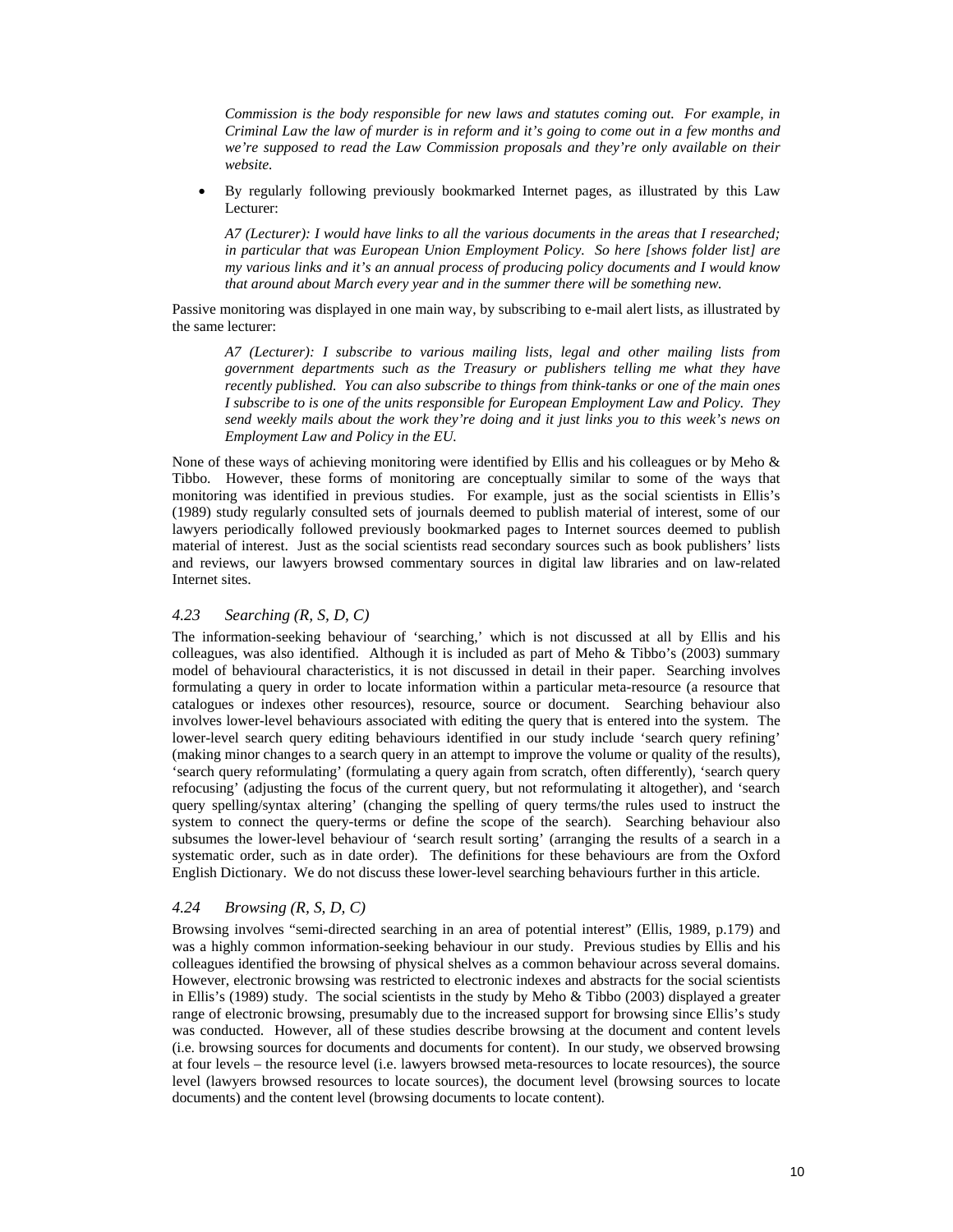*Commission is the body responsible for new laws and statutes coming out. For example, in Criminal Law the law of murder is in reform and it's going to come out in a few months and we're supposed to read the Law Commission proposals and they're only available on their website.*

- By regularly following previously bookmarked Internet pages, as illustrated by this Law Lecturer:

  *A7 (Lecturer): I would have links to all the various documents in the areas that I researched; in particular that was European Union Employment Policy. So here [shows folder list] are my various links and it's an annual process of producing policy documents and I would know that around about March every year and in the summer there will be something new.*

Passive monitoring was displayed in one main way, by subscribing to e-mail alert lists, as illustrated by the same lecturer:

*A7 (Lecturer): I subscribe to various mailing lists, legal and other mailing lists from government departments such as the Treasury or publishers telling me what they have recently published. You can also subscribe to things from think-tanks or one of the main ones I subscribe to is one of the units responsible for European Employment Law and Policy. They send weekly mails about the work they're doing and it just links you to this week's news on Employment Law and Policy in the EU.*

None of these ways of achieving monitoring were identified by Ellis and his colleagues or by Meho & Tibbo. However, these forms of monitoring are conceptually similar to some of the ways that monitoring was identified in previous studies. For example, just as the social scientists in Ellis's (1989) study regularly consulted sets of journals deemed to publish material of interest, some of our lawyers periodically followed previously bookmarked pages to Internet sources deemed to publish material of interest. Just as the social scientists read secondary sources such as book publishers' lists and reviews, our lawyers browsed commentary sources in digital law libraries and on law-related Internet sites.

### *4.23 Searching (R, S, D, C)*

The information-seeking behaviour of 'searching,' which is not discussed at all by Ellis and his colleagues, was also identified. Although it is included as part of Meho & Tibbo's (2003) summary model of behavioural characteristics, it is not discussed in detail in their paper. Searching involves formulating a query in order to locate information within a particular meta-resource (a resource that catalogues or indexes other resources), resource, source or document. Searching behaviour also involves lower-level behaviours associated with editing the query that is entered into the system. The lower-level search query editing behaviours identified in our study include 'search query refining' (making minor changes to a search query in an attempt to improve the volume or quality of the results), 'search query reformulating' (formulating a query again from scratch, often differently), 'search query refocusing' (adjusting the focus of the current query, but not reformulating it altogether), and 'search query spelling/syntax altering' (changing the spelling of query terms/the rules used to instruct the system to connect the query-terms or define the scope of the search). Searching behaviour also subsumes the lower-level behaviour of 'search result sorting' (arranging the results of a search in a systematic order, such as in date order). The definitions for these behaviours are from the Oxford English Dictionary. We do not discuss these lower-level searching behaviours further in this article.

### *4.24 Browsing (R, S, D, C)*

Browsing involves "semi-directed searching in an area of potential interest" (Ellis, 1989, p.179) and was a highly common information-seeking behaviour in our study. Previous studies by Ellis and his colleagues identified the browsing of physical shelves as a common behaviour across several domains. However, electronic browsing was restricted to electronic indexes and abstracts for the social scientists in Ellis's (1989) study. The social scientists in the study by Meho & Tibbo (2003) displayed a greater range of electronic browsing, presumably due to the increased support for browsing since Ellis's study was conducted. However, all of these studies describe browsing at the document and content levels (i.e. browsing sources for documents and documents for content). In our study, we observed browsing at four levels – the resource level (i.e. lawyers browsed meta-resources to locate resources), the source level (lawyers browsed resources to locate sources), the document level (browsing sources to locate documents) and the content level (browsing documents to locate content).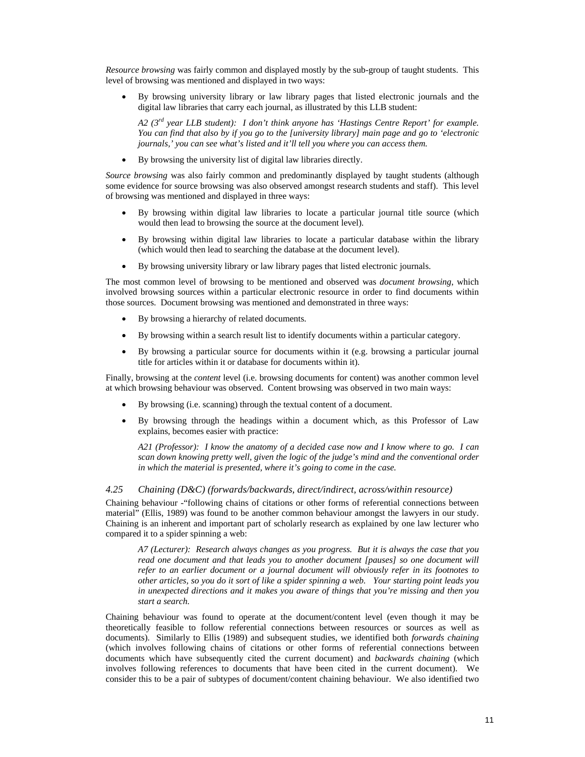*Resource browsing* was fairly common and displayed mostly by the sub-group of taught students. This level of browsing was mentioned and displayed in two ways:

- By browsing university library or law library pages that listed electronic journals and the digital law libraries that carry each journal, as illustrated by this LLB student:

  *A2 (3rd year LLB student): I don't think anyone has 'Hastings Centre Report' for example. You can find that also by if you go to the [university library] main page and go to 'electronic journals,' you can see what's listed and it'll tell you where you can access them.*

- By browsing the university list of digital law libraries directly.

*Source browsing* was also fairly common and predominantly displayed by taught students (although some evidence for source browsing was also observed amongst research students and staff). This level of browsing was mentioned and displayed in three ways:

- By browsing within digital law libraries to locate a particular journal title source (which would then lead to browsing the source at the document level).
- By browsing within digital law libraries to locate a particular database within the library (which would then lead to searching the database at the document level).
- By browsing university library or law library pages that listed electronic journals.

The most common level of browsing to be mentioned and observed was *document browsing*, which involved browsing sources within a particular electronic resource in order to find documents within those sources. Document browsing was mentioned and demonstrated in three ways:

- By browsing a hierarchy of related documents.
- By browsing within a search result list to identify documents within a particular category.
- By browsing a particular source for documents within it (e.g. browsing a particular journal title for articles within it or database for documents within it).

Finally, browsing at the *content* level (i.e. browsing documents for content) was another common level at which browsing behaviour was observed. Content browsing was observed in two main ways:

- By browsing (i.e. scanning) through the textual content of a document.
- By browsing through the headings within a document which, as this Professor of Law explains, becomes easier with practice:

  *A21 (Professor): I know the anatomy of a decided case now and I know where to go. I can scan down knowing pretty well, given the logic of the judge's mind and the conventional order in which the material is presented, where it's going to come in the case.*

### *4.25 Chaining (D&C) (forwards/backwards, direct/indirect, across/within resource)*

Chaining behaviour -"following chains of citations or other forms of referential connections between material" (Ellis, 1989) was found to be another common behaviour amongst the lawyers in our study. Chaining is an inherent and important part of scholarly research as explained by one law lecturer who compared it to a spider spinning a web:

> *A7 (Lecturer): Research always changes as you progress. But it is always the case that you read one document and that leads you to another document [pauses] so one document will refer to an earlier document or a journal document will obviously refer in its footnotes to other articles, so you do it sort of like a spider spinning a web. Your starting point leads you in unexpected directions and it makes you aware of things that you're missing and then you start a search.*

Chaining behaviour was found to operate at the document/content level (even though it may be theoretically feasible to follow referential connections between resources or sources as well as documents). Similarly to Ellis (1989) and subsequent studies, we identified both *forwards chaining* (which involves following chains of citations or other forms of referential connections between documents which have subsequently cited the current document) and *backwards chaining* (which involves following references to documents that have been cited in the current document). We consider this to be a pair of subtypes of document/content chaining behaviour. We also identified two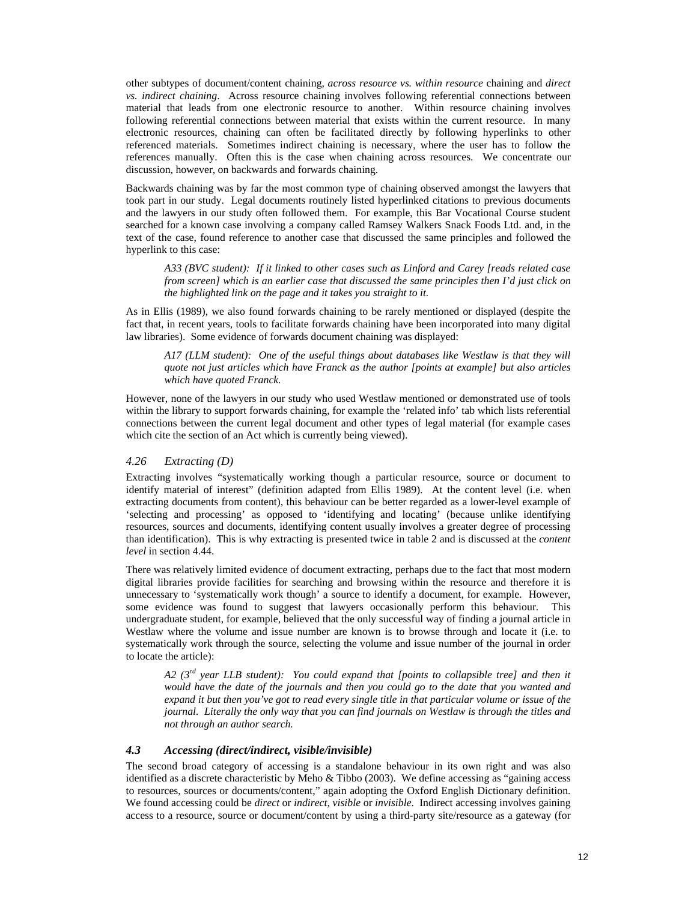other subtypes of document/content chaining, *across resource vs. within resource* chaining and *direct vs. indirect chaining*. Across resource chaining involves following referential connections between material that leads from one electronic resource to another. Within resource chaining involves following referential connections between material that exists within the current resource. In many electronic resources, chaining can often be facilitated directly by following hyperlinks to other referenced materials. Sometimes indirect chaining is necessary, where the user has to follow the references manually. Often this is the case when chaining across resources. We concentrate our discussion, however, on backwards and forwards chaining.

Backwards chaining was by far the most common type of chaining observed amongst the lawyers that took part in our study. Legal documents routinely listed hyperlinked citations to previous documents and the lawyers in our study often followed them. For example, this Bar Vocational Course student searched for a known case involving a company called Ramsey Walkers Snack Foods Ltd. and, in the text of the case, found reference to another case that discussed the same principles and followed the hyperlink to this case:

> *A33 (BVC student): If it linked to other cases such as Linford and Carey [reads related case from screen] which is an earlier case that discussed the same principles then I'd just click on the highlighted link on the page and it takes you straight to it.*

As in Ellis (1989), we also found forwards chaining to be rarely mentioned or displayed (despite the fact that, in recent years, tools to facilitate forwards chaining have been incorporated into many digital law libraries). Some evidence of forwards document chaining was displayed:

> *A17 (LLM student): One of the useful things about databases like Westlaw is that they will quote not just articles which have Franck as the author [points at example] but also articles which have quoted Franck.*

However, none of the lawyers in our study who used Westlaw mentioned or demonstrated use of tools within the library to support forwards chaining, for example the 'related info' tab which lists referential connections between the current legal document and other types of legal material (for example cases which cite the section of an Act which is currently being viewed).

### *4.26 Extracting (D)*

Extracting involves "systematically working though a particular resource, source or document to identify material of interest" (definition adapted from Ellis 1989). At the content level (i.e. when extracting documents from content), this behaviour can be better regarded as a lower-level example of 'selecting and processing' as opposed to 'identifying and locating' (because unlike identifying resources, sources and documents, identifying content usually involves a greater degree of processing than identification). This is why extracting is presented twice in table 2 and is discussed at the *content level* in section 4.44.

There was relatively limited evidence of document extracting, perhaps due to the fact that most modern digital libraries provide facilities for searching and browsing within the resource and therefore it is unnecessary to 'systematically work though' a source to identify a document, for example. However, some evidence was found to suggest that lawyers occasionally perform this behaviour. This undergraduate student, for example, believed that the only successful way of finding a journal article in Westlaw where the volume and issue number are known is to browse through and locate it (i.e. to systematically work through the source, selecting the volume and issue number of the journal in order to locate the article):

> *A2 (3rd year LLB student): You could expand that [points to collapsible tree] and then it would have the date of the journals and then you could go to the date that you wanted and expand it but then you've got to read every single title in that particular volume or issue of the journal. Literally the only way that you can find journals on Westlaw is through the titles and not through an author search.*

### ***4.3 Accessing (direct/indirect, visible/invisible)***

The second broad category of accessing is a standalone behaviour in its own right and was also identified as a discrete characteristic by Meho & Tibbo (2003). We define accessing as "gaining access to resources, sources or documents/content," again adopting the Oxford English Dictionary definition. We found accessing could be *direct* or *indirect*, *visible* or *invisible*. Indirect accessing involves gaining access to a resource, source or document/content by using a third-party site/resource as a gateway (for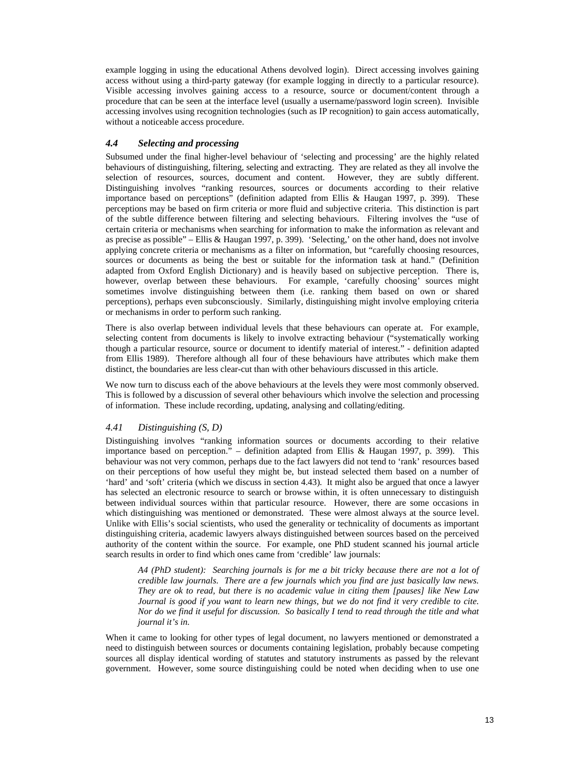example logging in using the educational Athens devolved login). Direct accessing involves gaining access without using a third-party gateway (for example logging in directly to a particular resource). Visible accessing involves gaining access to a resource, source or document/content through a procedure that can be seen at the interface level (usually a username/password login screen). Invisible accessing involves using recognition technologies (such as IP recognition) to gain access automatically, without a noticeable access procedure.

### *4.4 Selecting and processing*

Subsumed under the final higher-level behaviour of 'selecting and processing' are the highly related behaviours of distinguishing, filtering, selecting and extracting. They are related as they all involve the selection of resources, sources, document and content. However, they are subtly different. Distinguishing involves "ranking resources, sources or documents according to their relative importance based on perceptions" (definition adapted from Ellis & Haugan 1997, p. 399). These perceptions may be based on firm criteria or more fluid and subjective criteria. This distinction is part of the subtle difference between filtering and selecting behaviours. Filtering involves the "use of certain criteria or mechanisms when searching for information to make the information as relevant and as precise as possible" – Ellis & Haugan 1997, p. 399). 'Selecting,' on the other hand, does not involve applying concrete criteria or mechanisms as a filter on information, but "carefully choosing resources, sources or documents as being the best or suitable for the information task at hand." (Definition adapted from Oxford English Dictionary) and is heavily based on subjective perception. There is, however, overlap between these behaviours. For example, 'carefully choosing' sources might sometimes involve distinguishing between them (i.e. ranking them based on own or shared perceptions), perhaps even subconsciously. Similarly, distinguishing might involve employing criteria or mechanisms in order to perform such ranking.

There is also overlap between individual levels that these behaviours can operate at. For example, selecting content from documents is likely to involve extracting behaviour ("systematically working though a particular resource, source or document to identify material of interest." - definition adapted from Ellis 1989). Therefore although all four of these behaviours have attributes which make them distinct, the boundaries are less clear-cut than with other behaviours discussed in this article.

We now turn to discuss each of the above behaviours at the levels they were most commonly observed. This is followed by a discussion of several other behaviours which involve the selection and processing of information. These include recording, updating, analysing and collating/editing.

#### *4.41 Distinguishing (S, D)*

Distinguishing involves "ranking information sources or documents according to their relative importance based on perception." – definition adapted from Ellis & Haugan 1997, p. 399). This behaviour was not very common, perhaps due to the fact lawyers did not tend to 'rank' resources based on their perceptions of how useful they might be, but instead selected them based on a number of 'hard' and 'soft' criteria (which we discuss in section 4.43). It might also be argued that once a lawyer has selected an electronic resource to search or browse within, it is often unnecessary to distinguish between individual sources within that particular resource. However, there are some occasions in which distinguishing was mentioned or demonstrated. These were almost always at the source level. Unlike with Ellis's social scientists, who used the generality or technicality of documents as important distinguishing criteria, academic lawyers always distinguished between sources based on the perceived authority of the content within the source. For example, one PhD student scanned his journal article search results in order to find which ones came from 'credible' law journals:

> *A4 (PhD student): Searching journals is for me a bit tricky because there are not a lot of credible law journals. There are a few journals which you find are just basically law news. They are ok to read, but there is no academic value in citing them [pauses] like New Law Journal is good if you want to learn new things, but we do not find it very credible to cite. Nor do we find it useful for discussion. So basically I tend to read through the title and what journal it's in.*

When it came to looking for other types of legal document, no lawyers mentioned or demonstrated a need to distinguish between sources or documents containing legislation, probably because competing sources all display identical wording of statutes and statutory instruments as passed by the relevant government. However, some source distinguishing could be noted when deciding when to use one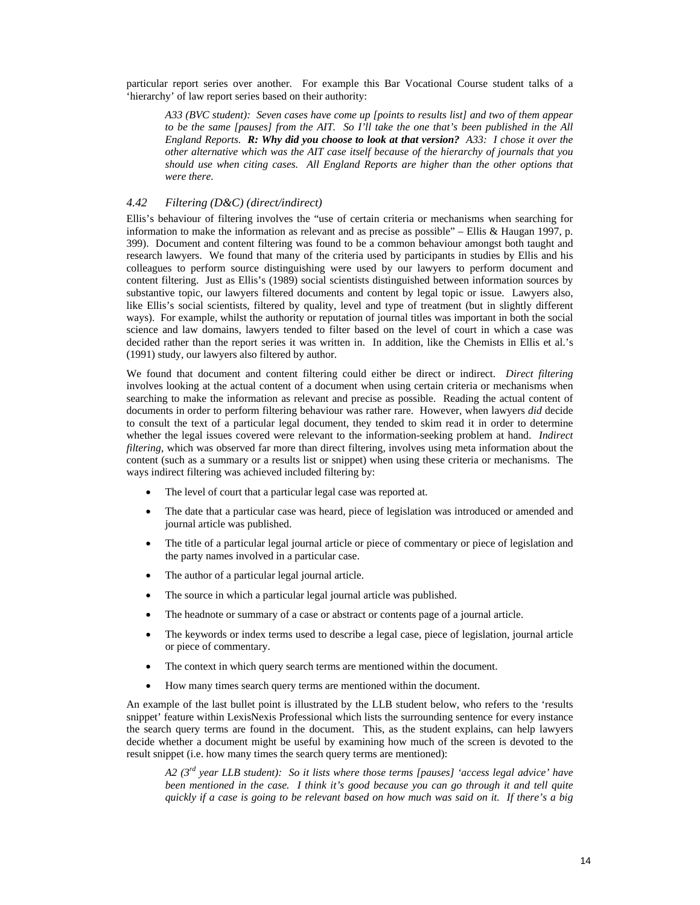particular report series over another. For example this Bar Vocational Course student talks of a 'hierarchy' of law report series based on their authority:

> *A33 (BVC student): Seven cases have come up [points to results list] and two of them appear to be the same [pauses] from the AIT. So I'll take the one that's been published in the All England Reports.* ***R: Why did you choose to look at that version?*** *A33: I chose it over the other alternative which was the AIT case itself because of the hierarchy of journals that you should use when citing cases. All England Reports are higher than the other options that were there.*

### *4.42 Filtering (D&C) (direct/indirect)*

Ellis's behaviour of filtering involves the "use of certain criteria or mechanisms when searching for information to make the information as relevant and as precise as possible" – Ellis & Haugan 1997, p. 399). Document and content filtering was found to be a common behaviour amongst both taught and research lawyers. We found that many of the criteria used by participants in studies by Ellis and his colleagues to perform source distinguishing were used by our lawyers to perform document and content filtering. Just as Ellis's (1989) social scientists distinguished between information sources by substantive topic, our lawyers filtered documents and content by legal topic or issue. Lawyers also, like Ellis's social scientists, filtered by quality, level and type of treatment (but in slightly different ways). For example, whilst the authority or reputation of journal titles was important in both the social science and law domains, lawyers tended to filter based on the level of court in which a case was decided rather than the report series it was written in. In addition, like the Chemists in Ellis et al.'s (1991) study, our lawyers also filtered by author.

We found that document and content filtering could either be direct or indirect. *Direct filtering* involves looking at the actual content of a document when using certain criteria or mechanisms when searching to make the information as relevant and precise as possible. Reading the actual content of documents in order to perform filtering behaviour was rather rare. However, when lawyers *did* decide to consult the text of a particular legal document, they tended to skim read it in order to determine whether the legal issues covered were relevant to the information-seeking problem at hand. *Indirect filtering*, which was observed far more than direct filtering, involves using meta information about the content (such as a summary or a results list or snippet) when using these criteria or mechanisms. The ways indirect filtering was achieved included filtering by:

- The level of court that a particular legal case was reported at.
- The date that a particular case was heard, piece of legislation was introduced or amended and journal article was published.
- The title of a particular legal journal article or piece of commentary or piece of legislation and the party names involved in a particular case.
- The author of a particular legal journal article.
- The source in which a particular legal journal article was published.
- The headnote or summary of a case or abstract or contents page of a journal article.
- The keywords or index terms used to describe a legal case, piece of legislation, journal article or piece of commentary.
- The context in which query search terms are mentioned within the document.
- How many times search query terms are mentioned within the document.

An example of the last bullet point is illustrated by the LLB student below, who refers to the 'results snippet' feature within LexisNexis Professional which lists the surrounding sentence for every instance the search query terms are found in the document. This, as the student explains, can help lawyers decide whether a document might be useful by examining how much of the screen is devoted to the result snippet (i.e. how many times the search query terms are mentioned):

> *A2 (3rd year LLB student): So it lists where those terms [pauses] 'access legal advice' have been mentioned in the case. I think it's good because you can go through it and tell quite quickly if a case is going to be relevant based on how much was said on it. If there's a big*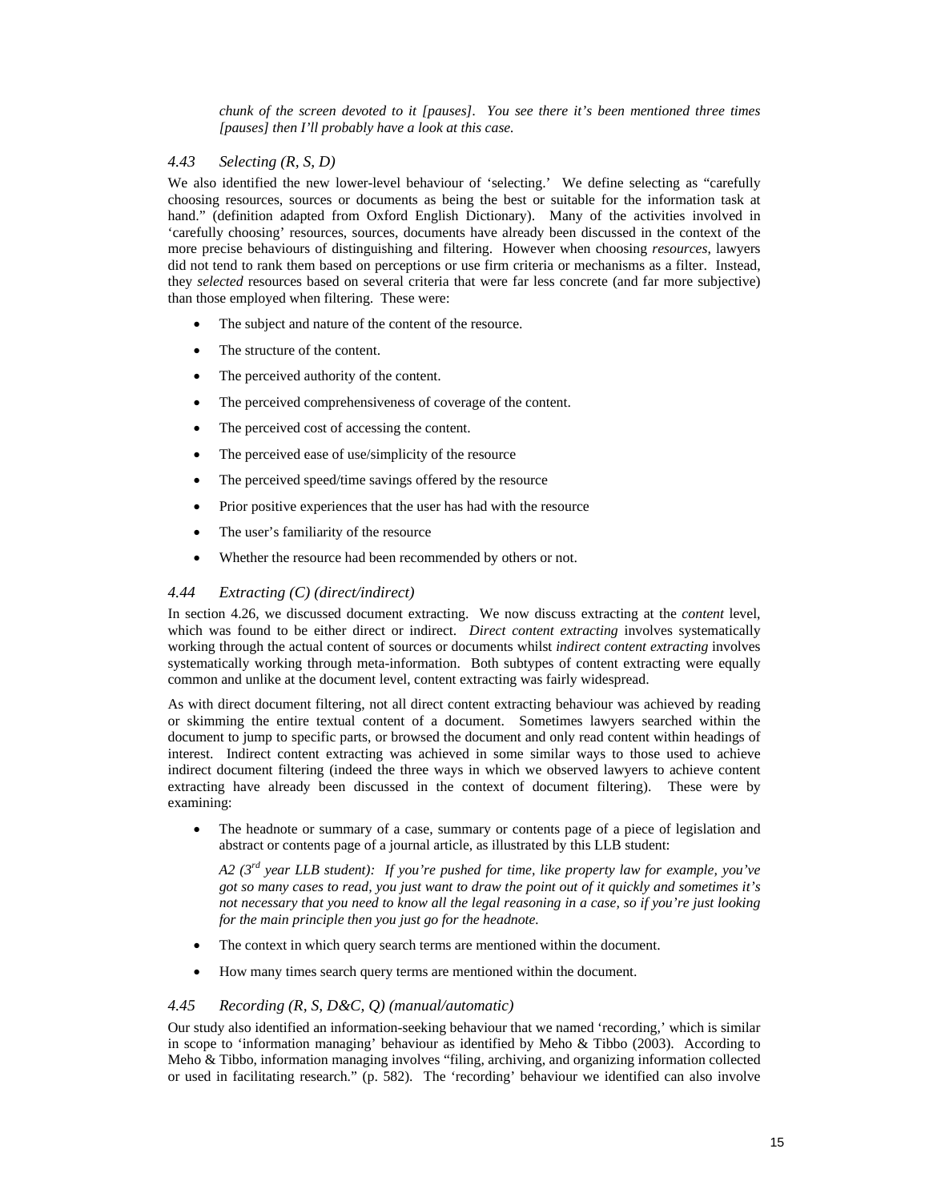*chunk of the screen devoted to it [pauses]. You see there it's been mentioned three times [pauses] then I'll probably have a look at this case.*

### *4.43 Selecting (R, S, D)*

We also identified the new lower-level behaviour of 'selecting.' We define selecting as "carefully choosing resources, sources or documents as being the best or suitable for the information task at hand." (definition adapted from Oxford English Dictionary). Many of the activities involved in 'carefully choosing' resources, sources, documents have already been discussed in the context of the more precise behaviours of distinguishing and filtering. However when choosing *resources*, lawyers did not tend to rank them based on perceptions or use firm criteria or mechanisms as a filter. Instead, they *selected* resources based on several criteria that were far less concrete (and far more subjective) than those employed when filtering. These were:

- The subject and nature of the content of the resource.
- The structure of the content.
- The perceived authority of the content.
- The perceived comprehensiveness of coverage of the content.
- The perceived cost of accessing the content.
- The perceived ease of use/simplicity of the resource
- The perceived speed/time savings offered by the resource
- Prior positive experiences that the user has had with the resource
- The user's familiarity of the resource
- Whether the resource had been recommended by others or not.

### *4.44 Extracting (C) (direct/indirect)*

In section 4.26, we discussed document extracting. We now discuss extracting at the *content* level, which was found to be either direct or indirect. *Direct content extracting* involves systematically working through the actual content of sources or documents whilst *indirect content extracting* involves systematically working through meta-information. Both subtypes of content extracting were equally common and unlike at the document level, content extracting was fairly widespread.

As with direct document filtering, not all direct content extracting behaviour was achieved by reading or skimming the entire textual content of a document. Sometimes lawyers searched within the document to jump to specific parts, or browsed the document and only read content within headings of interest. Indirect content extracting was achieved in some similar ways to those used to achieve indirect document filtering (indeed the three ways in which we observed lawyers to achieve content extracting have already been discussed in the context of document filtering). These were by examining:

- The headnote or summary of a case, summary or contents page of a piece of legislation and abstract or contents page of a journal article, as illustrated by this LLB student:

  *A2 (3rd year LLB student): If you're pushed for time, like property law for example, you've got so many cases to read, you just want to draw the point out of it quickly and sometimes it's not necessary that you need to know all the legal reasoning in a case, so if you're just looking for the main principle then you just go for the headnote.*

- The context in which query search terms are mentioned within the document.
- How many times search query terms are mentioned within the document.

### *4.45 Recording (R, S, D&C, Q) (manual/automatic)*

Our study also identified an information-seeking behaviour that we named 'recording,' which is similar in scope to 'information managing' behaviour as identified by Meho & Tibbo (2003). According to Meho & Tibbo, information managing involves "filing, archiving, and organizing information collected or used in facilitating research." (p. 582). The 'recording' behaviour we identified can also involve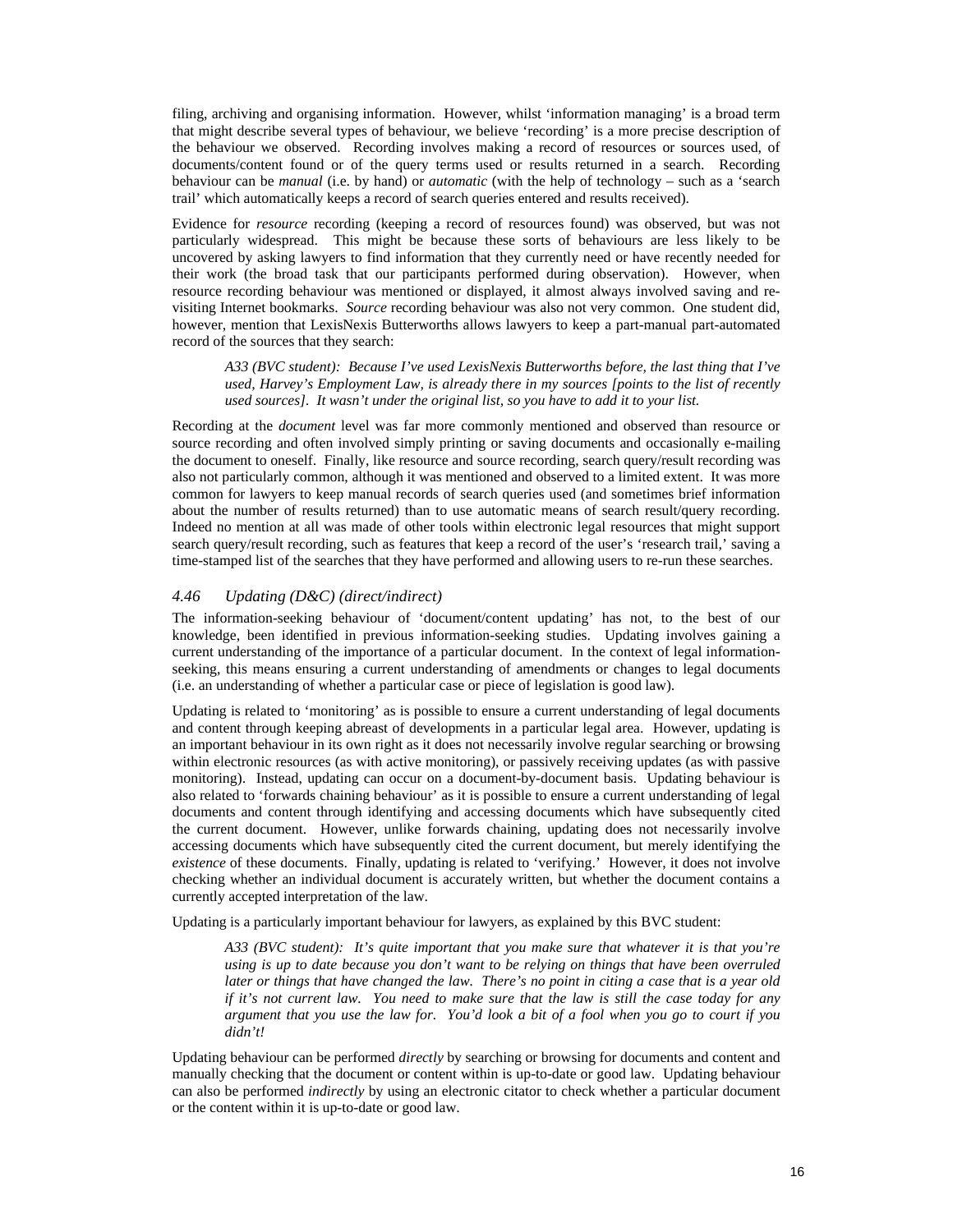filing, archiving and organising information. However, whilst 'information managing' is a broad term that might describe several types of behaviour, we believe 'recording' is a more precise description of the behaviour we observed. Recording involves making a record of resources or sources used, of documents/content found or of the query terms used or results returned in a search. Recording behaviour can be *manual* (i.e. by hand) or *automatic* (with the help of technology – such as a 'search trail' which automatically keeps a record of search queries entered and results received).

Evidence for *resource* recording (keeping a record of resources found) was observed, but was not particularly widespread. This might be because these sorts of behaviours are less likely to be uncovered by asking lawyers to find information that they currently need or have recently needed for their work (the broad task that our participants performed during observation). However, when resource recording behaviour was mentioned or displayed, it almost always involved saving and re-visiting Internet bookmarks. *Source* recording behaviour was also not very common. One student did, however, mention that LexisNexis Butterworths allows lawyers to keep a part-manual part-automated record of the sources that they search:

> *A33 (BVC student): Because I've used LexisNexis Butterworths before, the last thing that I've used, Harvey's Employment Law, is already there in my sources [points to the list of recently used sources]. It wasn't under the original list, so you have to add it to your list.*

Recording at the *document* level was far more commonly mentioned and observed than resource or source recording and often involved simply printing or saving documents and occasionally e-mailing the document to oneself. Finally, like resource and source recording, search query/result recording was also not particularly common, although it was mentioned and observed to a limited extent. It was more common for lawyers to keep manual records of search queries used (and sometimes brief information about the number of results returned) than to use automatic means of search result/query recording. Indeed no mention at all was made of other tools within electronic legal resources that might support search query/result recording, such as features that keep a record of the user's 'research trail,' saving a time-stamped list of the searches that they have performed and allowing users to re-run these searches.

### *4.46 Updating (D&C) (direct/indirect)*

The information-seeking behaviour of 'document/content updating' has not, to the best of our knowledge, been identified in previous information-seeking studies. Updating involves gaining a current understanding of the importance of a particular document. In the context of legal information-seeking, this means ensuring a current understanding of amendments or changes to legal documents (i.e. an understanding of whether a particular case or piece of legislation is good law).

Updating is related to 'monitoring' as is possible to ensure a current understanding of legal documents and content through keeping abreast of developments in a particular legal area. However, updating is an important behaviour in its own right as it does not necessarily involve regular searching or browsing within electronic resources (as with active monitoring), or passively receiving updates (as with passive monitoring). Instead, updating can occur on a document-by-document basis. Updating behaviour is also related to 'forwards chaining behaviour' as it is possible to ensure a current understanding of legal documents and content through identifying and accessing documents which have subsequently cited the current document. However, unlike forwards chaining, updating does not necessarily involve accessing documents which have subsequently cited the current document, but merely identifying the *existence* of these documents. Finally, updating is related to 'verifying.' However, it does not involve checking whether an individual document is accurately written, but whether the document contains a currently accepted interpretation of the law.

Updating is a particularly important behaviour for lawyers, as explained by this BVC student:

> *A33 (BVC student): It's quite important that you make sure that whatever it is that you're using is up to date because you don't want to be relying on things that have been overruled later or things that have changed the law. There's no point in citing a case that is a year old if it's not current law. You need to make sure that the law is still the case today for any argument that you use the law for. You'd look a bit of a fool when you go to court if you didn't!*

Updating behaviour can be performed *directly* by searching or browsing for documents and content and manually checking that the document or content within is up-to-date or good law. Updating behaviour can also be performed *indirectly* by using an electronic citator to check whether a particular document or the content within it is up-to-date or good law.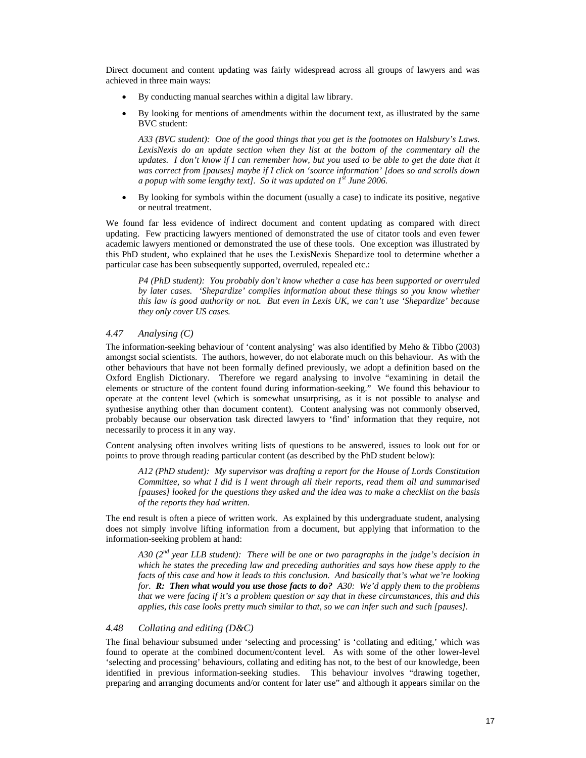Direct document and content updating was fairly widespread across all groups of lawyers and was achieved in three main ways:

- By conducting manual searches within a digital law library.
- By looking for mentions of amendments within the document text, as illustrated by the same BVC student:

  *A33 (BVC student): One of the good things that you get is the footnotes on Halsbury's Laws. LexisNexis do an update section when they list at the bottom of the commentary all the updates. I don't know if I can remember how, but you used to be able to get the date that it was correct from [pauses] maybe if I click on 'source information' [does so and scrolls down a popup with some lengthy text]. So it was updated on 1st June 2006.*

- By looking for symbols within the document (usually a case) to indicate its positive, negative or neutral treatment.

We found far less evidence of indirect document and content updating as compared with direct updating. Few practicing lawyers mentioned of demonstrated the use of citator tools and even fewer academic lawyers mentioned or demonstrated the use of these tools. One exception was illustrated by this PhD student, who explained that he uses the LexisNexis Shepardize tool to determine whether a particular case has been subsequently supported, overruled, repealed etc.:

> *P4 (PhD student): You probably don't know whether a case has been supported or overruled by later cases. 'Shepardize' compiles information about these things so you know whether this law is good authority or not. But even in Lexis UK, we can't use 'Shepardize' because they only cover US cases.*

### *4.47 Analysing (C)*

The information-seeking behaviour of 'content analysing' was also identified by Meho & Tibbo (2003) amongst social scientists. The authors, however, do not elaborate much on this behaviour. As with the other behaviours that have not been formally defined previously, we adopt a definition based on the Oxford English Dictionary. Therefore we regard analysing to involve "examining in detail the elements or structure of the content found during information-seeking." We found this behaviour to operate at the content level (which is somewhat unsurprising, as it is not possible to analyse and synthesise anything other than document content). Content analysing was not commonly observed, probably because our observation task directed lawyers to 'find' information that they require, not necessarily to process it in any way.

Content analysing often involves writing lists of questions to be answered, issues to look out for or points to prove through reading particular content (as described by the PhD student below):

> *A12 (PhD student): My supervisor was drafting a report for the House of Lords Constitution Committee, so what I did is I went through all their reports, read them all and summarised [pauses] looked for the questions they asked and the idea was to make a checklist on the basis of the reports they had written.*

The end result is often a piece of written work. As explained by this undergraduate student, analysing does not simply involve lifting information from a document, but applying that information to the information-seeking problem at hand:

> *A30 (2nd year LLB student): There will be one or two paragraphs in the judge's decision in which he states the preceding law and preceding authorities and says how these apply to the facts of this case and how it leads to this conclusion. And basically that's what we're looking for.* ***R: Then what would you use those facts to do?*** *A30: We'd apply them to the problems that we were facing if it's a problem question or say that in these circumstances, this and this applies, this case looks pretty much similar to that, so we can infer such and such [pauses].*

### *4.48 Collating and editing (D&C)*

The final behaviour subsumed under 'selecting and processing' is 'collating and editing,' which was found to operate at the combined document/content level. As with some of the other lower-level 'selecting and processing' behaviours, collating and editing has not, to the best of our knowledge, been identified in previous information-seeking studies. This behaviour involves "drawing together, preparing and arranging documents and/or content for later use" and although it appears similar on the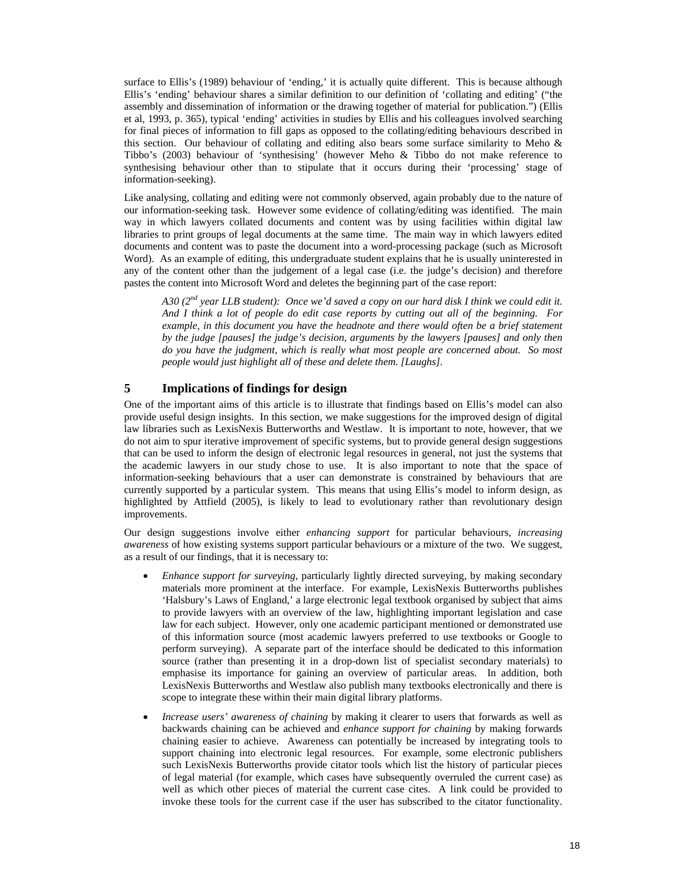surface to Ellis's (1989) behaviour of 'ending,' it is actually quite different. This is because although Ellis's 'ending' behaviour shares a similar definition to our definition of 'collating and editing' ("the assembly and dissemination of information or the drawing together of material for publication.") (Ellis et al, 1993, p. 365), typical 'ending' activities in studies by Ellis and his colleagues involved searching for final pieces of information to fill gaps as opposed to the collating/editing behaviours described in this section. Our behaviour of collating and editing also bears some surface similarity to Meho & Tibbo's (2003) behaviour of 'synthesising' (however Meho & Tibbo do not make reference to synthesising behaviour other than to stipulate that it occurs during their 'processing' stage of information-seeking).

Like analysing, collating and editing were not commonly observed, again probably due to the nature of our information-seeking task. However some evidence of collating/editing was identified. The main way in which lawyers collated documents and content was by using facilities within digital law libraries to print groups of legal documents at the same time. The main way in which lawyers edited documents and content was to paste the document into a word-processing package (such as Microsoft Word). As an example of editing, this undergraduate student explains that he is usually uninterested in any of the content other than the judgement of a legal case (i.e. the judge's decision) and therefore pastes the content into Microsoft Word and deletes the beginning part of the case report:

> *A30 (2nd year LLB student): Once we'd saved a copy on our hard disk I think we could edit it. And I think a lot of people do edit case reports by cutting out all of the beginning. For example, in this document you have the headnote and there would often be a brief statement by the judge [pauses] the judge's decision, arguments by the lawyers [pauses] and only then do you have the judgment, which is really what most people are concerned about. So most people would just highlight all of these and delete them. [Laughs].*

## 5 Implications of findings for design

One of the important aims of this article is to illustrate that findings based on Ellis's model can also provide useful design insights. In this section, we make suggestions for the improved design of digital law libraries such as LexisNexis Butterworths and Westlaw. It is important to note, however, that we do not aim to spur iterative improvement of specific systems, but to provide general design suggestions that can be used to inform the design of electronic legal resources in general, not just the systems that the academic lawyers in our study chose to use. It is also important to note that the space of information-seeking behaviours that a user can demonstrate is constrained by behaviours that are currently supported by a particular system. This means that using Ellis's model to inform design, as highlighted by Attfield (2005), is likely to lead to evolutionary rather than revolutionary design improvements.

Our design suggestions involve either *enhancing support* for particular behaviours, *increasing awareness* of how existing systems support particular behaviours or a mixture of the two. We suggest, as a result of our findings, that it is necessary to:

- *Enhance support for surveying*, particularly lightly directed surveying, by making secondary materials more prominent at the interface. For example, LexisNexis Butterworths publishes 'Halsbury's Laws of England,' a large electronic legal textbook organised by subject that aims to provide lawyers with an overview of the law, highlighting important legislation and case law for each subject. However, only one academic participant mentioned or demonstrated use of this information source (most academic lawyers preferred to use textbooks or Google to perform surveying). A separate part of the interface should be dedicated to this information source (rather than presenting it in a drop-down list of specialist secondary materials) to emphasise its importance for gaining an overview of particular areas. In addition, both LexisNexis Butterworths and Westlaw also publish many textbooks electronically and there is scope to integrate these within their main digital library platforms.
- *Increase users' awareness of chaining* by making it clearer to users that forwards as well as backwards chaining can be achieved and *enhance support for chaining* by making forwards chaining easier to achieve. Awareness can potentially be increased by integrating tools to support chaining into electronic legal resources. For example, some electronic publishers such LexisNexis Butterworths provide citator tools which list the history of particular pieces of legal material (for example, which cases have subsequently overruled the current case) as well as which other pieces of material the current case cites. A link could be provided to invoke these tools for the current case if the user has subscribed to the citator functionality.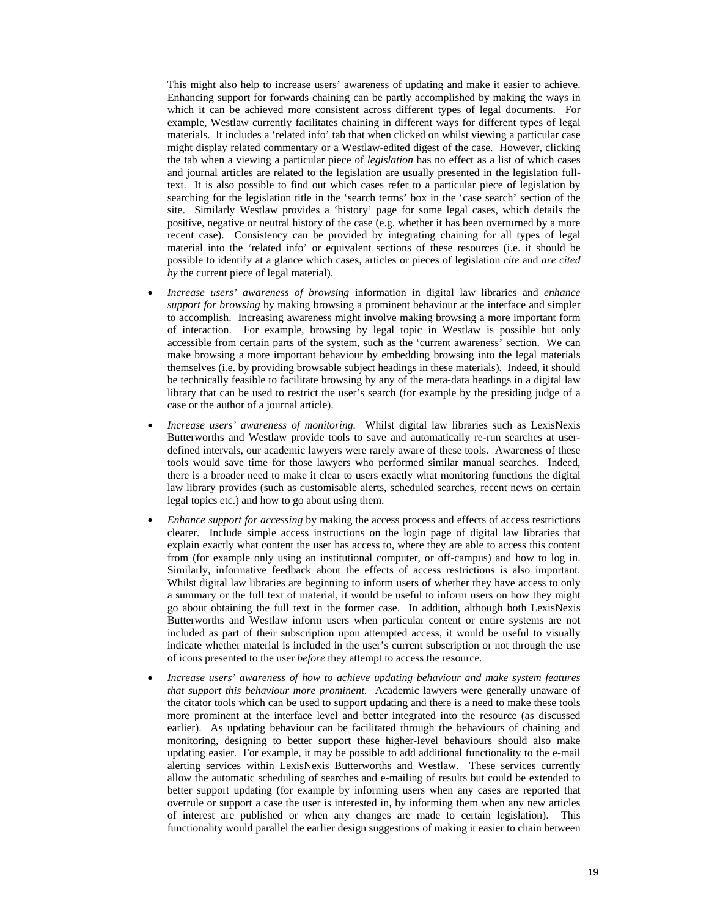This might also help to increase users' awareness of updating and make it easier to achieve. Enhancing support for forwards chaining can be partly accomplished by making the ways in which it can be achieved more consistent across different types of legal documents. For example, Westlaw currently facilitates chaining in different ways for different types of legal materials. It includes a 'related info' tab that when clicked on whilst viewing a particular case might display related commentary or a Westlaw-edited digest of the case. However, clicking the tab when a viewing a particular piece of *legislation* has no effect as a list of which cases and journal articles are related to the legislation are usually presented in the legislation full-text. It is also possible to find out which cases refer to a particular piece of legislation by searching for the legislation title in the 'search terms' box in the 'case search' section of the site. Similarly Westlaw provides a 'history' page for some legal cases, which details the positive, negative or neutral history of the case (e.g. whether it has been overturned by a more recent case). Consistency can be provided by integrating chaining for all types of legal material into the 'related info' or equivalent sections of these resources (i.e. it should be possible to identify at a glance which cases, articles or pieces of legislation *cite* and *are cited by* the current piece of legal material).

- *Increase users' awareness of browsing* information in digital law libraries and *enhance support for browsing* by making browsing a prominent behaviour at the interface and simpler to accomplish. Increasing awareness might involve making browsing a more important form of interaction. For example, browsing by legal topic in Westlaw is possible but only accessible from certain parts of the system, such as the 'current awareness' section. We can make browsing a more important behaviour by embedding browsing into the legal materials themselves (i.e. by providing browsable subject headings in these materials). Indeed, it should be technically feasible to facilitate browsing by any of the meta-data headings in a digital law library that can be used to restrict the user's search (for example by the presiding judge of a case or the author of a journal article).
- *Increase users' awareness of monitoring.* Whilst digital law libraries such as LexisNexis Butterworths and Westlaw provide tools to save and automatically re-run searches at user-defined intervals, our academic lawyers were rarely aware of these tools. Awareness of these tools would save time for those lawyers who performed similar manual searches. Indeed, there is a broader need to make it clear to users exactly what monitoring functions the digital law library provides (such as customisable alerts, scheduled searches, recent news on certain legal topics etc.) and how to go about using them.
- *Enhance support for accessing* by making the access process and effects of access restrictions clearer. Include simple access instructions on the login page of digital law libraries that explain exactly what content the user has access to, where they are able to access this content from (for example only using an institutional computer, or off-campus) and how to log in. Similarly, informative feedback about the effects of access restrictions is also important. Whilst digital law libraries are beginning to inform users of whether they have access to only a summary or the full text of material, it would be useful to inform users on how they might go about obtaining the full text in the former case. In addition, although both LexisNexis Butterworths and Westlaw inform users when particular content or entire systems are not included as part of their subscription upon attempted access, it would be useful to visually indicate whether material is included in the user's current subscription or not through the use of icons presented to the user *before* they attempt to access the resource.
- *Increase users' awareness of how to achieve updating behaviour and make system features that support this behaviour more prominent.* Academic lawyers were generally unaware of the citator tools which can be used to support updating and there is a need to make these tools more prominent at the interface level and better integrated into the resource (as discussed earlier). As updating behaviour can be facilitated through the behaviours of chaining and monitoring, designing to better support these higher-level behaviours should also make updating easier. For example, it may be possible to add additional functionality to the e-mail alerting services within LexisNexis Butterworths and Westlaw. These services currently allow the automatic scheduling of searches and e-mailing of results but could be extended to better support updating (for example by informing users when any cases are reported that overrule or support a case the user is interested in, by informing them when any new articles of interest are published or when any changes are made to certain legislation). This functionality would parallel the earlier design suggestions of making it easier to chain between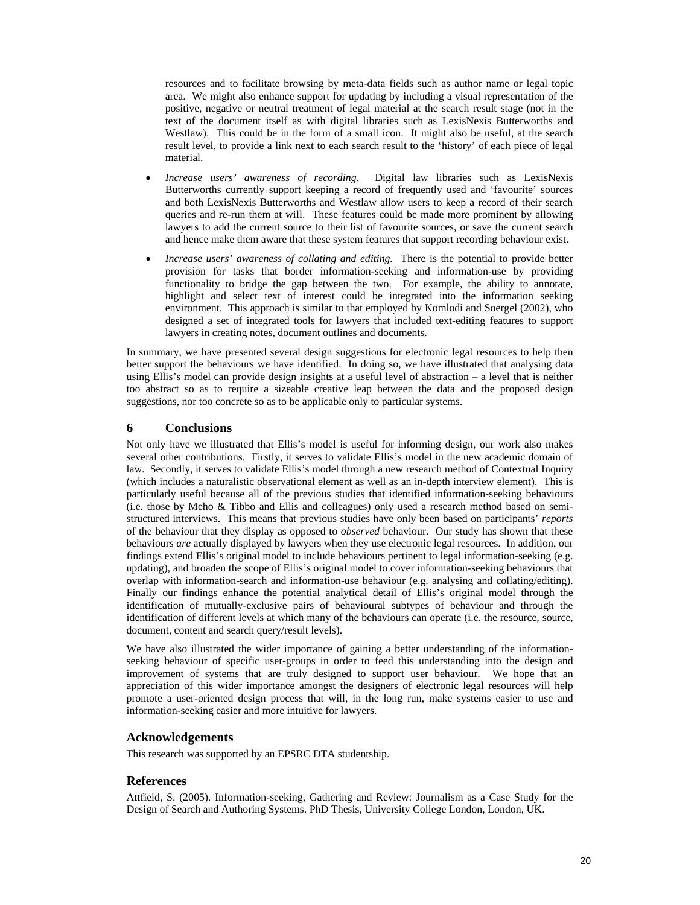resources and to facilitate browsing by meta-data fields such as author name or legal topic area. We might also enhance support for updating by including a visual representation of the positive, negative or neutral treatment of legal material at the search result stage (not in the text of the document itself as with digital libraries such as LexisNexis Butterworths and Westlaw). This could be in the form of a small icon. It might also be useful, at the search result level, to provide a link next to each search result to the 'history' of each piece of legal material.

- *Increase users' awareness of recording.* Digital law libraries such as LexisNexis Butterworths currently support keeping a record of frequently used and 'favourite' sources and both LexisNexis Butterworths and Westlaw allow users to keep a record of their search queries and re-run them at will. These features could be made more prominent by allowing lawyers to add the current source to their list of favourite sources, or save the current search and hence make them aware that these system features that support recording behaviour exist.
- *Increase users' awareness of collating and editing.* There is the potential to provide better provision for tasks that border information-seeking and information-use by providing functionality to bridge the gap between the two. For example, the ability to annotate, highlight and select text of interest could be integrated into the information seeking environment. This approach is similar to that employed by Komlodi and Soergel (2002), who designed a set of integrated tools for lawyers that included text-editing features to support lawyers in creating notes, document outlines and documents.

In summary, we have presented several design suggestions for electronic legal resources to help then better support the behaviours we have identified. In doing so, we have illustrated that analysing data using Ellis's model can provide design insights at a useful level of abstraction – a level that is neither too abstract so as to require a sizeable creative leap between the data and the proposed design suggestions, nor too concrete so as to be applicable only to particular systems.

## 6 Conclusions

Not only have we illustrated that Ellis's model is useful for informing design, our work also makes several other contributions. Firstly, it serves to validate Ellis's model in the new academic domain of law. Secondly, it serves to validate Ellis's model through a new research method of Contextual Inquiry (which includes a naturalistic observational element as well as an in-depth interview element). This is particularly useful because all of the previous studies that identified information-seeking behaviours (i.e. those by Meho & Tibbo and Ellis and colleagues) only used a research method based on semi-structured interviews. This means that previous studies have only been based on participants' *reports* of the behaviour that they display as opposed to *observed* behaviour. Our study has shown that these behaviours *are* actually displayed by lawyers when they use electronic legal resources. In addition, our findings extend Ellis's original model to include behaviours pertinent to legal information-seeking (e.g. updating), and broaden the scope of Ellis's original model to cover information-seeking behaviours that overlap with information-search and information-use behaviour (e.g. analysing and collating/editing). Finally our findings enhance the potential analytical detail of Ellis's original model through the identification of mutually-exclusive pairs of behavioural subtypes of behaviour and through the identification of different levels at which many of the behaviours can operate (i.e. the resource, source, document, content and search query/result levels).

We have also illustrated the wider importance of gaining a better understanding of the information-seeking behaviour of specific user-groups in order to feed this understanding into the design and improvement of systems that are truly designed to support user behaviour. We hope that an appreciation of this wider importance amongst the designers of electronic legal resources will help promote a user-oriented design process that will, in the long run, make systems easier to use and information-seeking easier and more intuitive for lawyers.

## Acknowledgements

This research was supported by an EPSRC DTA studentship.

## References

Attfield, S. (2005). Information-seeking, Gathering and Review: Journalism as a Case Study for the Design of Search and Authoring Systems. PhD Thesis, University College London, London, UK.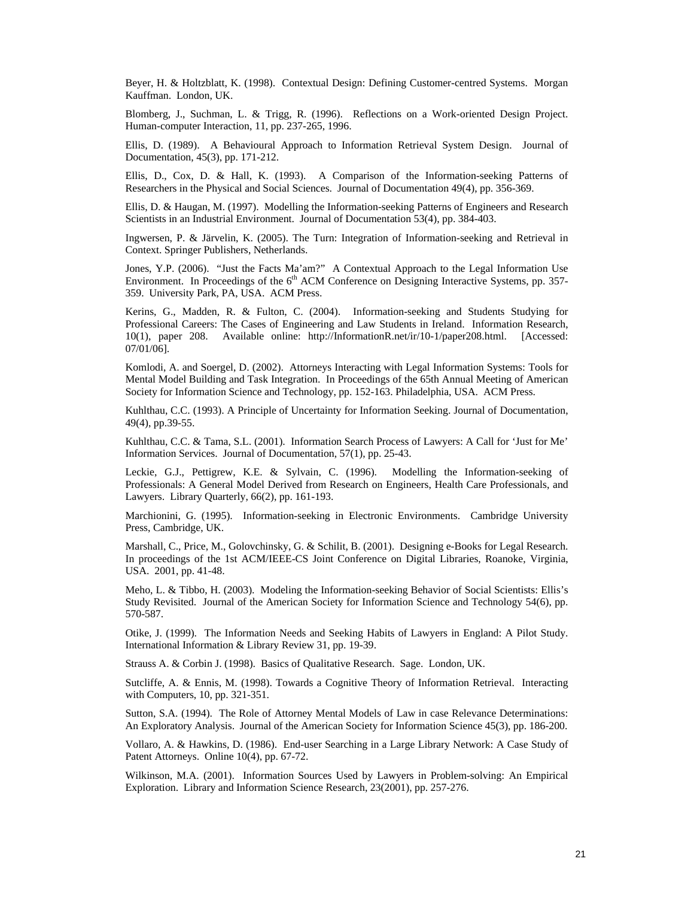Beyer, H. & Holtzblatt, K. (1998). Contextual Design: Defining Customer-centred Systems. Morgan Kauffman. London, UK.

Blomberg, J., Suchman, L. & Trigg, R. (1996). Reflections on a Work-oriented Design Project. Human-computer Interaction, 11, pp. 237-265, 1996.

Ellis, D. (1989). A Behavioural Approach to Information Retrieval System Design. Journal of Documentation, 45(3), pp. 171-212.

Ellis, D., Cox, D. & Hall, K. (1993). A Comparison of the Information-seeking Patterns of Researchers in the Physical and Social Sciences. Journal of Documentation 49(4), pp. 356-369.

Ellis, D. & Haugan, M. (1997). Modelling the Information-seeking Patterns of Engineers and Research Scientists in an Industrial Environment. Journal of Documentation 53(4), pp. 384-403.

Ingwersen, P. & Järvelin, K. (2005). The Turn: Integration of Information-seeking and Retrieval in Context. Springer Publishers, Netherlands.

Jones, Y.P. (2006). "Just the Facts Ma'am?" A Contextual Approach to the Legal Information Use Environment. In Proceedings of the 6th ACM Conference on Designing Interactive Systems, pp. 357-359. University Park, PA, USA. ACM Press.

Kerins, G., Madden, R. & Fulton, C. (2004). Information-seeking and Students Studying for Professional Careers: The Cases of Engineering and Law Students in Ireland. Information Research, 10(1), paper 208. Available online: http://InformationR.net/ir/10-1/paper208.html. [Accessed: 07/01/06].

Komlodi, A. and Soergel, D. (2002). Attorneys Interacting with Legal Information Systems: Tools for Mental Model Building and Task Integration. In Proceedings of the 65th Annual Meeting of American Society for Information Science and Technology, pp. 152-163. Philadelphia, USA. ACM Press.

Kuhlthau, C.C. (1993). A Principle of Uncertainty for Information Seeking. Journal of Documentation, 49(4), pp.39-55.

Kuhlthau, C.C. & Tama, S.L. (2001). Information Search Process of Lawyers: A Call for 'Just for Me' Information Services. Journal of Documentation, 57(1), pp. 25-43.

Leckie, G.J., Pettigrew, K.E. & Sylvain, C. (1996). Modelling the Information-seeking of Professionals: A General Model Derived from Research on Engineers, Health Care Professionals, and Lawyers. Library Quarterly, 66(2), pp. 161-193.

Marchionini, G. (1995). Information-seeking in Electronic Environments. Cambridge University Press, Cambridge, UK.

Marshall, C., Price, M., Golovchinsky, G. & Schilit, B. (2001). Designing e-Books for Legal Research. In proceedings of the 1st ACM/IEEE-CS Joint Conference on Digital Libraries, Roanoke, Virginia, USA. 2001, pp. 41-48.

Meho, L. & Tibbo, H. (2003). Modeling the Information-seeking Behavior of Social Scientists: Ellis's Study Revisited. Journal of the American Society for Information Science and Technology 54(6), pp. 570-587.

Otike, J. (1999). The Information Needs and Seeking Habits of Lawyers in England: A Pilot Study. International Information & Library Review 31, pp. 19-39.

Strauss A. & Corbin J. (1998). Basics of Qualitative Research. Sage. London, UK.

Sutcliffe, A. & Ennis, M. (1998). Towards a Cognitive Theory of Information Retrieval. Interacting with Computers, 10, pp. 321-351.

Sutton, S.A. (1994). The Role of Attorney Mental Models of Law in case Relevance Determinations: An Exploratory Analysis. Journal of the American Society for Information Science 45(3), pp. 186-200.

Vollaro, A. & Hawkins, D. (1986). End-user Searching in a Large Library Network: A Case Study of Patent Attorneys. Online 10(4), pp. 67-72.

Wilkinson, M.A. (2001). Information Sources Used by Lawyers in Problem-solving: An Empirical Exploration. Library and Information Science Research, 23(2001), pp. 257-276.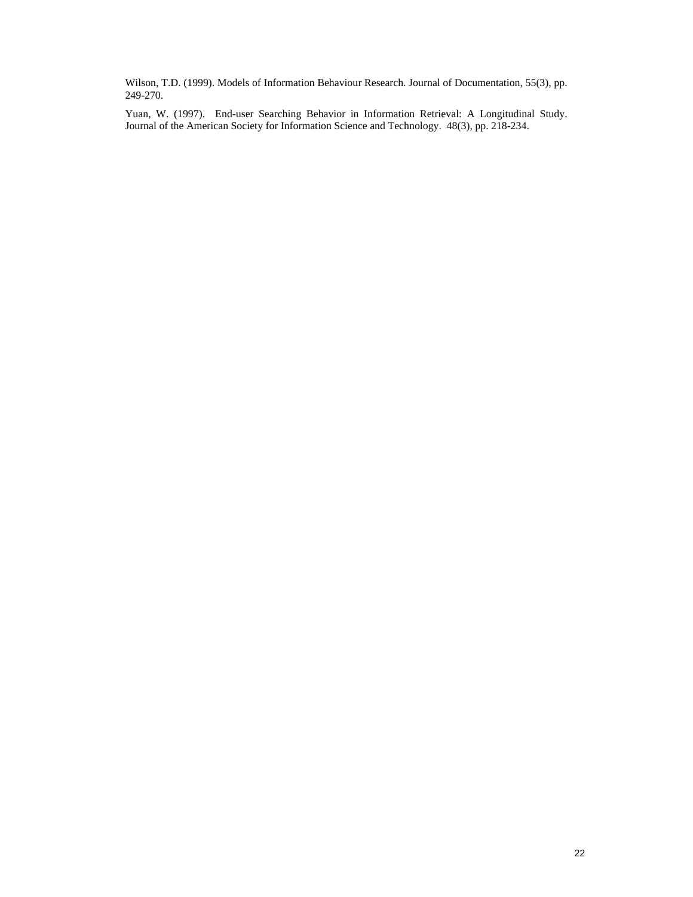Wilson, T.D. (1999). Models of Information Behaviour Research. Journal of Documentation, 55(3), pp. 249-270.

Yuan, W. (1997). End-user Searching Behavior in Information Retrieval: A Longitudinal Study. Journal of the American Society for Information Science and Technology. 48(3), pp. 218-234.